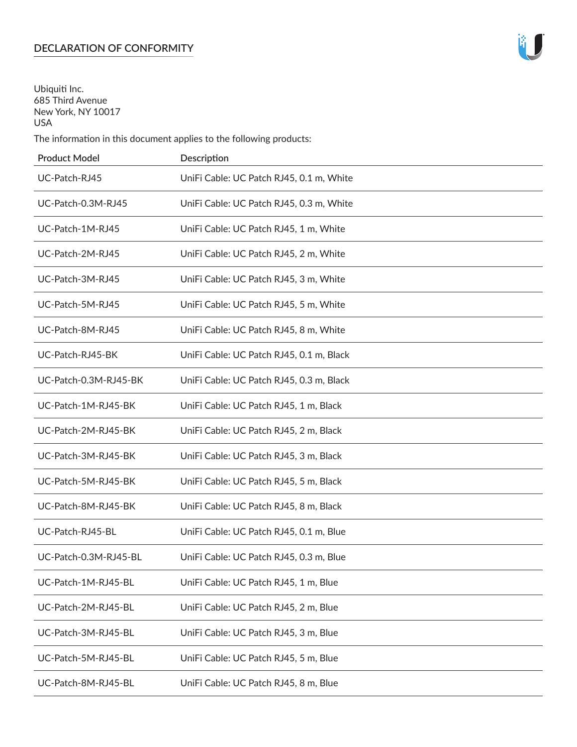# DECLARATION OF CONFORMITY

Ubiquiti Inc.
685 Third Avenue
New York, NY 10017
USA

The information in this document applies to the following products:

| Product Model | Description |
|---|---|
| UC-Patch-RJ45 | UniFi Cable: UC Patch RJ45, 0.1 m, White |
| UC-Patch-0.3M-RJ45 | UniFi Cable: UC Patch RJ45, 0.3 m, White |
| UC-Patch-1M-RJ45 | UniFi Cable: UC Patch RJ45, 1 m, White |
| UC-Patch-2M-RJ45 | UniFi Cable: UC Patch RJ45, 2 m, White |
| UC-Patch-3M-RJ45 | UniFi Cable: UC Patch RJ45, 3 m, White |
| UC-Patch-5M-RJ45 | UniFi Cable: UC Patch RJ45, 5 m, White |
| UC-Patch-8M-RJ45 | UniFi Cable: UC Patch RJ45, 8 m, White |
| UC-Patch-RJ45-BK | UniFi Cable: UC Patch RJ45, 0.1 m, Black |
| UC-Patch-0.3M-RJ45-BK | UniFi Cable: UC Patch RJ45, 0.3 m, Black |
| UC-Patch-1M-RJ45-BK | UniFi Cable: UC Patch RJ45, 1 m, Black |
| UC-Patch-2M-RJ45-BK | UniFi Cable: UC Patch RJ45, 2 m, Black |
| UC-Patch-3M-RJ45-BK | UniFi Cable: UC Patch RJ45, 3 m, Black |
| UC-Patch-5M-RJ45-BK | UniFi Cable: UC Patch RJ45, 5 m, Black |
| UC-Patch-8M-RJ45-BK | UniFi Cable: UC Patch RJ45, 8 m, Black |
| UC-Patch-RJ45-BL | UniFi Cable: UC Patch RJ45, 0.1 m, Blue |
| UC-Patch-0.3M-RJ45-BL | UniFi Cable: UC Patch RJ45, 0.3 m, Blue |
| UC-Patch-1M-RJ45-BL | UniFi Cable: UC Patch RJ45, 1 m, Blue |
| UC-Patch-2M-RJ45-BL | UniFi Cable: UC Patch RJ45, 2 m, Blue |
| UC-Patch-3M-RJ45-BL | UniFi Cable: UC Patch RJ45, 3 m, Blue |
| UC-Patch-5M-RJ45-BL | UniFi Cable: UC Patch RJ45, 5 m, Blue |
| UC-Patch-8M-RJ45-BL | UniFi Cable: UC Patch RJ45, 8 m, Blue |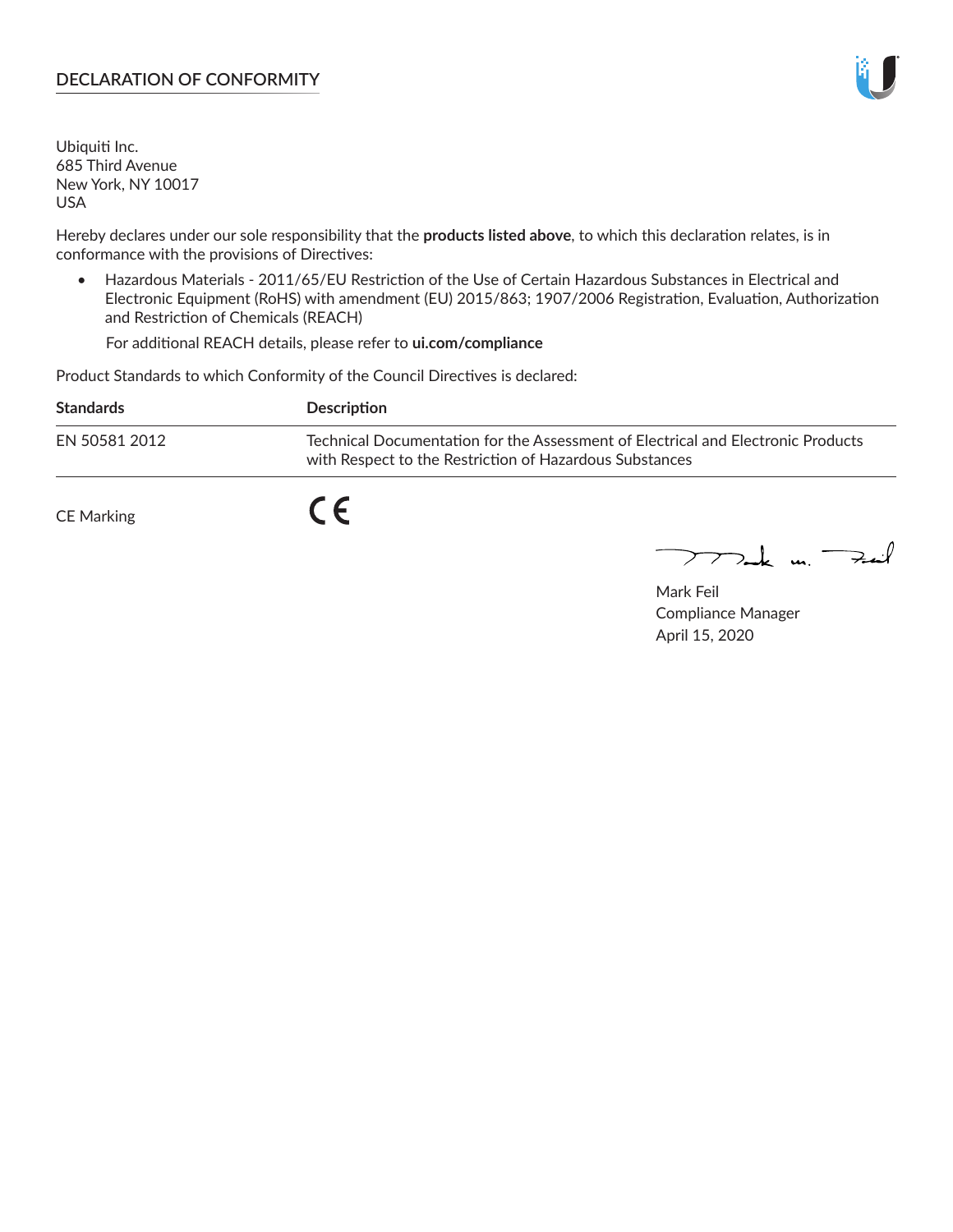## DECLARATION OF CONFORMITY

Ubiquiti Inc.
685 Third Avenue
New York, NY 10017
USA

Hereby declares under our sole responsibility that the **products listed above**, to which this declaration relates, is in conformance with the provisions of Directives:

- Hazardous Materials - 2011/65/EU Restriction of the Use of Certain Hazardous Substances in Electrical and Electronic Equipment (RoHS) with amendment (EU) 2015/863; 1907/2006 Registration, Evaluation, Authorization and Restriction of Chemicals (REACH)

  For additional REACH details, please refer to **ui.com/compliance**

Product Standards to which Conformity of the Council Directives is declared:

| Standards | Description |
|---|---|
| EN 50581 2012 | Technical Documentation for the Assessment of Electrical and Electronic Products with Respect to the Restriction of Hazardous Substances |

CE Marking CE

Mark Feil
Compliance Manager
April 15, 2020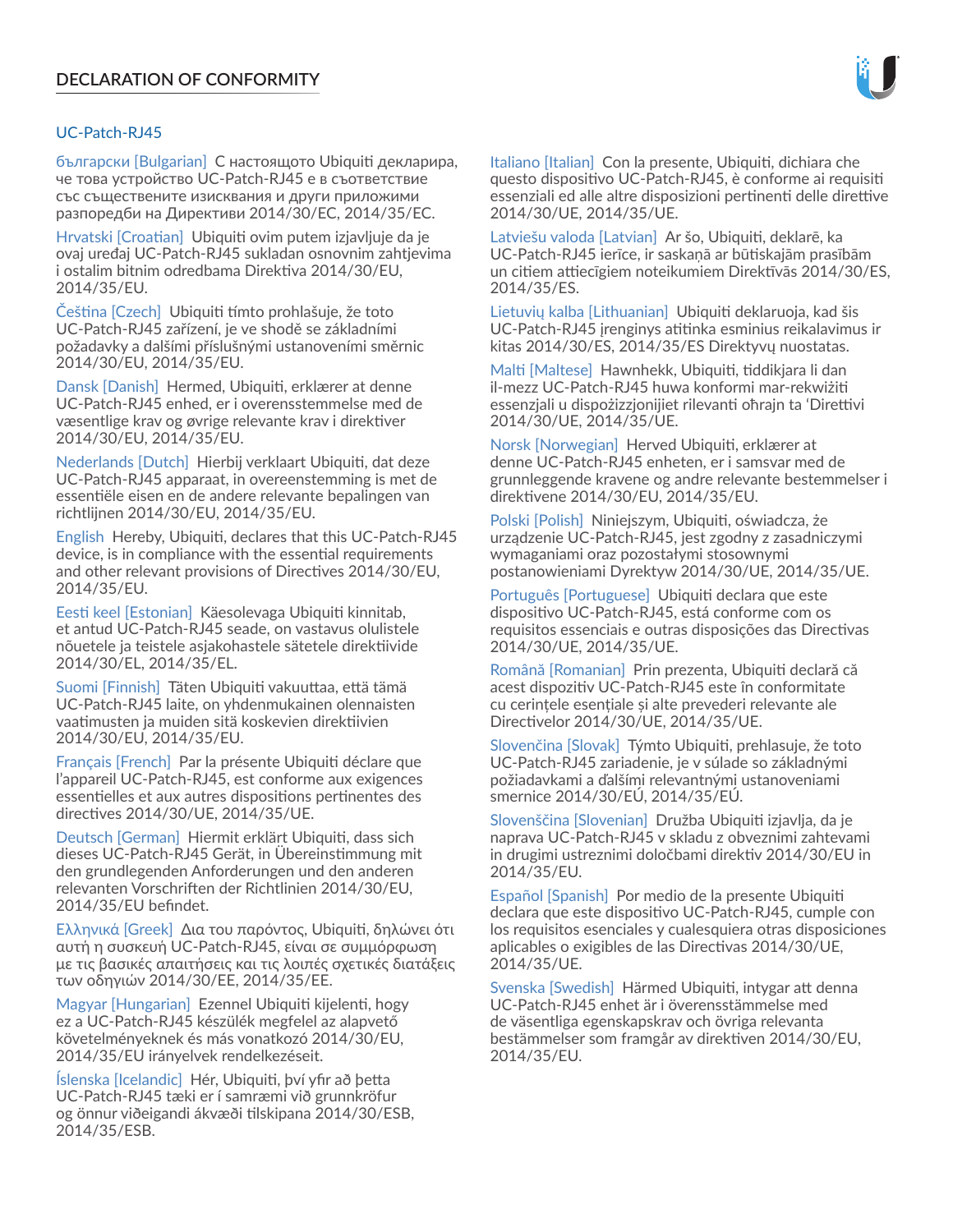# DECLARATION OF CONFORMITY

## UC-Patch-RJ45

български [Bulgarian] С настоящото Ubiquiti декларира, че това устройство UC-Patch-RJ45 е в съответствие със съществените изисквания и други приложими разпоредби на Директиви 2014/30/ЕС, 2014/35/ЕС.

Hrvatski [Croatian] Ubiquiti ovim putem izjavljuje da je ovaj uređaj UC-Patch-RJ45 sukladan osnovnim zahtjevima i ostalim bitnim odredbama Direktiva 2014/30/EU, 2014/35/EU.

Čeština [Czech] Ubiquiti tímto prohlašuje, že toto UC-Patch-RJ45 zařízení, je ve shodě se základními požadavky a dalšími příslušnými ustanoveními směrnic 2014/30/EU, 2014/35/EU.

Dansk [Danish] Hermed, Ubiquiti, erklærer at denne UC-Patch-RJ45 enhed, er i overensstemmelse med de væsentlige krav og øvrige relevante krav i direktiver 2014/30/EU, 2014/35/EU.

Nederlands [Dutch] Hierbij verklaart Ubiquiti, dat deze UC-Patch-RJ45 apparaat, in overeenstemming is met de essentiële eisen en de andere relevante bepalingen van richtlijnen 2014/30/EU, 2014/35/EU.

English Hereby, Ubiquiti, declares that this UC-Patch-RJ45 device, is in compliance with the essential requirements and other relevant provisions of Directives 2014/30/EU, 2014/35/EU.

Eesti keel [Estonian] Käesolevaga Ubiquiti kinnitab, et antud UC-Patch-RJ45 seade, on vastavus olulistele nõuetele ja teistele asjakohastele sätetele direktiivide 2014/30/EL, 2014/35/EL.

Suomi [Finnish] Täten Ubiquiti vakuuttaa, että tämä UC-Patch-RJ45 laite, on yhdenmukainen olennaisten vaatimusten ja muiden sitä koskevien direktiivien 2014/30/EU, 2014/35/EU.

Français [French] Par la présente Ubiquiti déclare que l'appareil UC-Patch-RJ45, est conforme aux exigences essentielles et aux autres dispositions pertinentes des directives 2014/30/UE, 2014/35/UE.

Deutsch [German] Hiermit erklärt Ubiquiti, dass sich dieses UC-Patch-RJ45 Gerät, in Übereinstimmung mit den grundlegenden Anforderungen und den anderen relevanten Vorschriften der Richtlinien 2014/30/EU, 2014/35/EU befindet.

Ελληνικά [Greek] Δια του παρόντος, Ubiquiti, δηλώνει ότι αυτή η συσκευή UC-Patch-RJ45, είναι σε συμμόρφωση με τις βασικές απαιτήσεις και τις λοιπές σχετικές διατάξεις των οδηγιών 2014/30/EE, 2014/35/EE.

Magyar [Hungarian] Ezennel Ubiquiti kijelenti, hogy ez a UC-Patch-RJ45 készülék megfelel az alapvető követelményeknek és más vonatkozó 2014/30/EU, 2014/35/EU irányelvek rendelkezéseit.

Íslenska [Icelandic] Hér, Ubiquiti, því yfir að þetta UC-Patch-RJ45 tæki er í samræmi við grunnkröfur og önnur viðeigandi ákvæði tilskipana 2014/30/ESB, 2014/35/ESB.

Italiano [Italian] Con la presente, Ubiquiti, dichiara che questo dispositivo UC-Patch-RJ45, è conforme ai requisiti essenziali ed alle altre disposizioni pertinenti delle direttive 2014/30/UE, 2014/35/UE.

Latviešu valoda [Latvian] Ar šo, Ubiquiti, deklarē, ka UC-Patch-RJ45 ierīce, ir saskaņā ar būtiskajām prasībām un citiem attiecīgiem noteikumiem Direktīvās 2014/30/ES, 2014/35/ES.

Lietuvių kalba [Lithuanian] Ubiquiti deklaruoja, kad šis UC-Patch-RJ45 įrenginys atitinka esminius reikalavimus ir kitas 2014/30/ES, 2014/35/ES Direktyvų nuostatas.

Malti [Maltese] Hawnhekk, Ubiquiti, tiddikjara li dan il-mezz UC-Patch-RJ45 huwa konformi mar-rekwiżiti essenzjali u dispożizzjonijiet rilevanti oħrajn ta 'Direttivi 2014/30/UE, 2014/35/UE.

Norsk [Norwegian] Herved Ubiquiti, erklærer at denne UC-Patch-RJ45 enheten, er i samsvar med de grunnleggende kravene og andre relevante bestemmelser i direktivene 2014/30/EU, 2014/35/EU.

Polski [Polish] Niniejszym, Ubiquiti, oświadcza, że urządzenie UC-Patch-RJ45, jest zgodny z zasadniczymi wymaganiami oraz pozostałymi stosownymi postanowieniami Dyrektyw 2014/30/UE, 2014/35/UE.

Português [Portuguese] Ubiquiti declara que este dispositivo UC-Patch-RJ45, está conforme com os requisitos essenciais e outras disposições das Directivas 2014/30/UE, 2014/35/UE.

Română [Romanian] Prin prezenta, Ubiquiti declară că acest dispozitiv UC-Patch-RJ45 este în conformitate cu cerințele esențiale și alte prevederi relevante ale Directivelor 2014/30/UE, 2014/35/UE.

Slovenčina [Slovak] Týmto Ubiquiti, prehlasuje, že toto UC-Patch-RJ45 zariadenie, je v súlade so základnými požiadavkami a ďalšími relevantnými ustanoveniami smernice 2014/30/EÚ, 2014/35/EÚ.

Slovenščina [Slovenian] Družba Ubiquiti izjavlja, da je naprava UC-Patch-RJ45 v skladu z obveznimi zahtevami in drugimi ustreznimi določbami direktiv 2014/30/EU in 2014/35/EU.

Español [Spanish] Por medio de la presente Ubiquiti declara que este dispositivo UC-Patch-RJ45, cumple con los requisitos esenciales y cualesquiera otras disposiciones aplicables o exigibles de las Directivas 2014/30/UE, 2014/35/UE.

Svenska [Swedish] Härmed Ubiquiti, intygar att denna UC-Patch-RJ45 enhet är i överensstämmelse med de väsentliga egenskapskrav och övriga relevanta bestämmelser som framgår av direktiven 2014/30/EU, 2014/35/EU.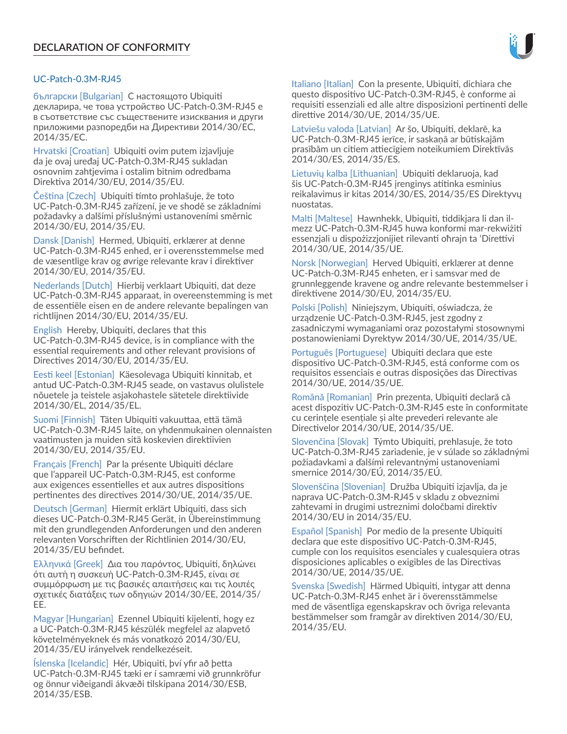## DECLARATION OF CONFORMITY

### UC-Patch-0.3M-RJ45

български [Bulgarian] С настоящото Ubiquiti декларира, че това устройство UC-Patch-0.3M-RJ45 е в съответствие със съществените изисквания и други приложими разпоредби на Директиви 2014/30/ЕС, 2014/35/ЕС.

Hrvatski [Croatian] Ubiquiti ovim putem izjavljuje da je ovaj uređaj UC-Patch-0.3M-RJ45 sukladan osnovnim zahtjevima i ostalim bitnim odredbama Direktiva 2014/30/EU, 2014/35/EU.

Čeština [Czech] Ubiquiti tímto prohlašuje, že toto UC-Patch-0.3M-RJ45 zařízení, je ve shodě se základními požadavky a dalšími příslušnými ustanoveními směrnic 2014/30/EU, 2014/35/EU.

Dansk [Danish] Hermed, Ubiquiti, erklærer at denne UC-Patch-0.3M-RJ45 enhed, er i overensstemmelse med de væsentlige krav og øvrige relevante krav i direktiver 2014/30/EU, 2014/35/EU.

Nederlands [Dutch] Hierbij verklaart Ubiquiti, dat deze UC-Patch-0.3M-RJ45 apparaat, in overeenstemming is met de essentiële eisen en de andere relevante bepalingen van richtlijnen 2014/30/EU, 2014/35/EU.

English Hereby, Ubiquiti, declares that this UC-Patch-0.3M-RJ45 device, is in compliance with the essential requirements and other relevant provisions of Directives 2014/30/EU, 2014/35/EU.

Eesti keel [Estonian] Käesolevaga Ubiquiti kinnitab, et antud UC-Patch-0.3M-RJ45 seade, on vastavus olulistele nõuetele ja teistele asjakohastele sätetele direktiivide 2014/30/EL, 2014/35/EL.

Suomi [Finnish] Täten Ubiquiti vakuuttaa, että tämä UC-Patch-0.3M-RJ45 laite, on yhdenmukainen olennaisten vaatimusten ja muiden sitä koskevien direktiivien 2014/30/EU, 2014/35/EU.

Français [French] Par la présente Ubiquiti déclare que l'appareil UC-Patch-0.3M-RJ45, est conforme aux exigences essentielles et aux autres dispositions pertinentes des directives 2014/30/UE, 2014/35/UE.

Deutsch [German] Hiermit erklärt Ubiquiti, dass sich dieses UC-Patch-0.3M-RJ45 Gerät, in Übereinstimmung mit den grundlegenden Anforderungen und den anderen relevanten Vorschriften der Richtlinien 2014/30/EU, 2014/35/EU befindet.

Ελληνικά [Greek] Δια του παρόντος, Ubiquiti, δηλώνει ότι αυτή η συσκευή UC-Patch-0.3M-RJ45, είναι σε συμμόρφωση με τις βασικές απαιτήσεις και τις λοιπές σχετικές διατάξεις των οδηγιών 2014/30/EE, 2014/35/EE.

Magyar [Hungarian] Ezennel Ubiquiti kijelenti, hogy ez a UC-Patch-0.3M-RJ45 készülék megfelel az alapvető követelményeknek és más vonatkozó 2014/30/EU, 2014/35/EU irányelvek rendelkezéseit.

Íslenska [Icelandic] Hér, Ubiquiti, því yfir að þetta UC-Patch-0.3M-RJ45 tæki er í samræmi við grunnkröfur og önnur viðeigandi ákvæði tilskipana 2014/30/ESB, 2014/35/ESB.

Italiano [Italian] Con la presente, Ubiquiti, dichiara che questo dispositivo UC-Patch-0.3M-RJ45, è conforme ai requisiti essenziali ed alle altre disposizioni pertinenti delle direttive 2014/30/UE, 2014/35/UE.

Latviešu valoda [Latvian] Ar šo, Ubiquiti, deklarē, ka UC-Patch-0.3M-RJ45 ierīce, ir saskaņā ar būtiskajām prasībām un citiem attiecīgiem noteikumiem Direktīvās 2014/30/ES, 2014/35/ES.

Lietuvių kalba [Lithuanian] Ubiquiti deklaruoja, kad šis UC-Patch-0.3M-RJ45 įrenginys atitinka esminius reikalavimus ir kitas 2014/30/ES, 2014/35/ES Direktyvų nuostatas.

Malti [Maltese] Hawnhekk, Ubiquiti, tiddikjara li dan il-mezz UC-Patch-0.3M-RJ45 huwa konformi mar-rekwiżiti essenzjali u dispożizzjonijiet rilevanti oħrajn ta 'Direttivi 2014/30/UE, 2014/35/UE.

Norsk [Norwegian] Herved Ubiquiti, erklærer at denne UC-Patch-0.3M-RJ45 enheten, er i samsvar med de grunnleggende kravene og andre relevante bestemmelser i direktivene 2014/30/EU, 2014/35/EU.

Polski [Polish] Niniejszym, Ubiquiti, oświadcza, że urządzenie UC-Patch-0.3M-RJ45, jest zgodny z zasadniczymi wymaganiami oraz pozostałymi stosownymi postanowieniami Dyrektyw 2014/30/UE, 2014/35/UE.

Português [Portuguese] Ubiquiti declara que este dispositivo UC-Patch-0.3M-RJ45, está conforme com os requisitos essenciais e outras disposições das Directivas 2014/30/UE, 2014/35/UE.

Română [Romanian] Prin prezenta, Ubiquiti declară că acest dispozitiv UC-Patch-0.3M-RJ45 este în conformitate cu cerințele esențiale și alte prevederi relevante ale Directivelor 2014/30/UE, 2014/35/UE.

Slovenčina [Slovak] Týmto Ubiquiti, prehlasuje, že toto UC-Patch-0.3M-RJ45 zariadenie, je v súlade so základnými požiadavkami a ďalšími relevantnými ustanoveniami smernice 2014/30/EÚ, 2014/35/EÚ.

Slovenščina [Slovenian] Družba Ubiquiti izjavlja, da je naprava UC-Patch-0.3M-RJ45 v skladu z obveznimi zahtevami in drugimi ustreznimi določbami direktiv 2014/30/EU in 2014/35/EU.

Español [Spanish] Por medio de la presente Ubiquiti declara que este dispositivo UC-Patch-0.3M-RJ45, cumple con los requisitos esenciales y cualesquiera otras disposiciones aplicables o exigibles de las Directivas 2014/30/UE, 2014/35/UE.

Svenska [Swedish] Härmed Ubiquiti, intygar att denna UC-Patch-0.3M-RJ45 enhet är i överensstämmelse med de väsentliga egenskapskrav och övriga relevanta bestämmelser som framgår av direktiven 2014/30/EU, 2014/35/EU.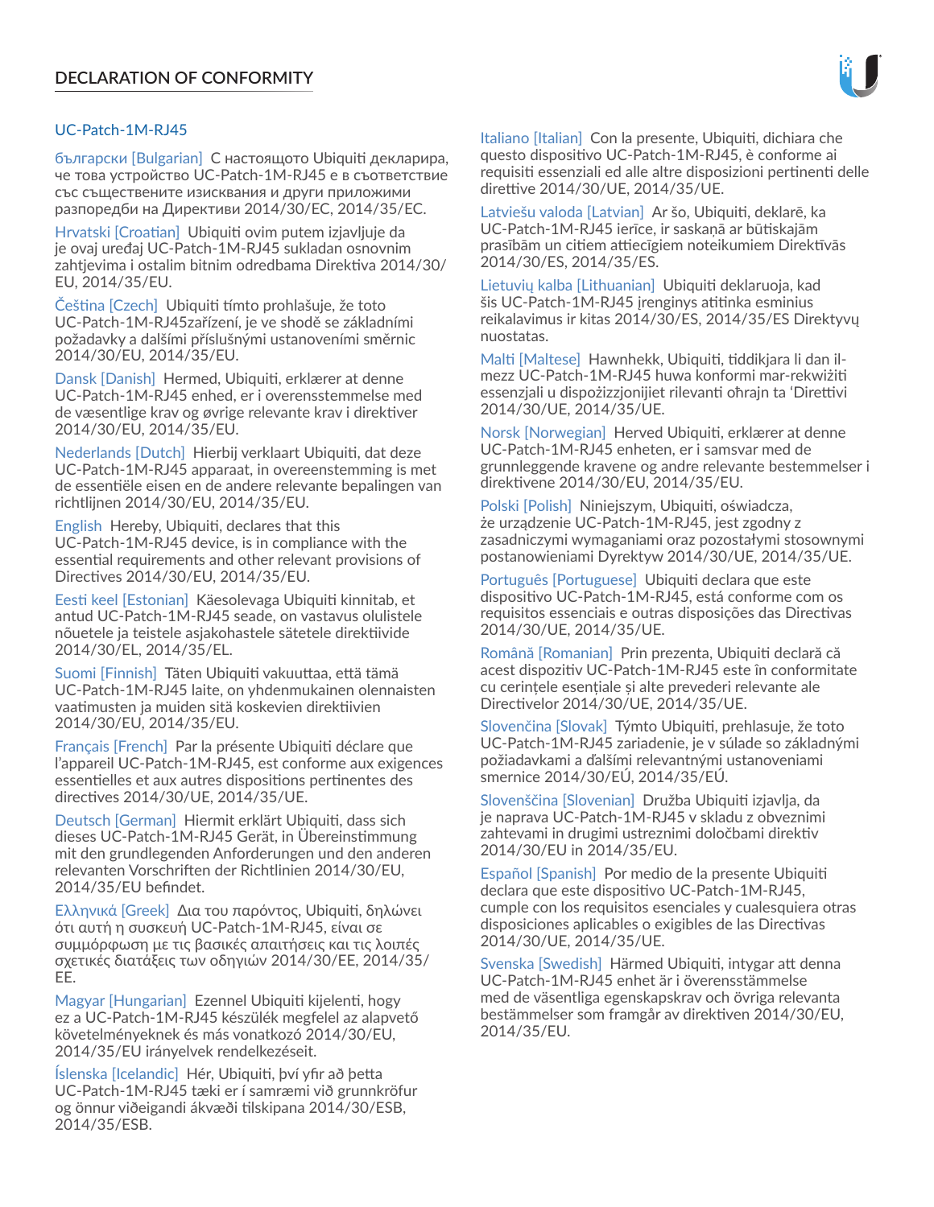# DECLARATION OF CONFORMITY

## UC-Patch-1M-RJ45

български [Bulgarian] С настоящото Ubiquiti декларира, че това устройство UC-Patch-1M-RJ45 е в съответствие със съществените изисквания и други приложими разпоредби на Директиви 2014/30/ЕС, 2014/35/ЕС.

Hrvatski [Croatian] Ubiquiti ovim putem izjavljuje da je ovaj uređaj UC-Patch-1M-RJ45 sukladan osnovnim zahtjevima i ostalim bitnim odredbama Direktiva 2014/30/EU, 2014/35/EU.

Čeština [Czech] Ubiquiti tímto prohlašuje, že toto UC-Patch-1M-RJ45zařízení, je ve shodě se základními požadavky a dalšími příslušnými ustanoveními směrnic 2014/30/EU, 2014/35/EU.

Dansk [Danish] Hermed, Ubiquiti, erklærer at denne UC-Patch-1M-RJ45 enhed, er i overensstemmelse med de væsentlige krav og øvrige relevante krav i direktiver 2014/30/EU, 2014/35/EU.

Nederlands [Dutch] Hierbij verklaart Ubiquiti, dat deze UC-Patch-1M-RJ45 apparaat, in overeenstemming is met de essentiële eisen en de andere relevante bepalingen van richtlijnen 2014/30/EU, 2014/35/EU.

English Hereby, Ubiquiti, declares that this UC-Patch-1M-RJ45 device, is in compliance with the essential requirements and other relevant provisions of Directives 2014/30/EU, 2014/35/EU.

Eesti keel [Estonian] Käesolevaga Ubiquiti kinnitab, et antud UC-Patch-1M-RJ45 seade, on vastavus olulistele nõuetele ja teistele asjakohastele sätetele direktiivide 2014/30/EL, 2014/35/EL.

Suomi [Finnish] Täten Ubiquiti vakuuttaa, että tämä UC-Patch-1M-RJ45 laite, on yhdenmukainen olennaisten vaatimusten ja muiden sitä koskevien direktiivien 2014/30/EU, 2014/35/EU.

Français [French] Par la présente Ubiquiti déclare que l'appareil UC-Patch-1M-RJ45, est conforme aux exigences essentielles et aux autres dispositions pertinentes des directives 2014/30/UE, 2014/35/UE.

Deutsch [German] Hiermit erklärt Ubiquiti, dass sich dieses UC-Patch-1M-RJ45 Gerät, in Übereinstimmung mit den grundlegenden Anforderungen und den anderen relevanten Vorschriften der Richtlinien 2014/30/EU, 2014/35/EU befindet.

Ελληνικά [Greek] Δια του παρόντος, Ubiquiti, δηλώνει ότι αυτή η συσκευή UC-Patch-1M-RJ45, είναι σε συμμόρφωση με τις βασικές απαιτήσεις και τις λοιπές σχετικές διατάξεις των οδηγιών 2014/30/EE, 2014/35/EE.

Magyar [Hungarian] Ezennel Ubiquiti kijelenti, hogy ez a UC-Patch-1M-RJ45 készülék megfelel az alapvető követelményeknek és más vonatkozó 2014/30/EU, 2014/35/EU irányelvek rendelkezéseit.

Íslenska [Icelandic] Hér, Ubiquiti, því yfir að þetta UC-Patch-1M-RJ45 tæki er í samræmi við grunnkröfur og önnur viðeigandi ákvæði tilskipana 2014/30/ESB, 2014/35/ESB.

Italiano [Italian] Con la presente, Ubiquiti, dichiara che questo dispositivo UC-Patch-1M-RJ45, è conforme ai requisiti essenziali ed alle altre disposizioni pertinenti delle direttive 2014/30/UE, 2014/35/UE.

Latviešu valoda [Latvian] Ar šo, Ubiquiti, deklarē, ka UC-Patch-1M-RJ45 ierīce, ir saskaņā ar būtiskajām prasībām un citiem attiecīgiem noteikumiem Direktīvās 2014/30/ES, 2014/35/ES.

Lietuvių kalba [Lithuanian] Ubiquiti deklaruoja, kad šis UC-Patch-1M-RJ45 įrenginys atitinka esminius reikalavimus ir kitas 2014/30/ES, 2014/35/ES Direktyvų nuostatas.

Malti [Maltese] Hawnhekk, Ubiquiti, tiddikjara li dan il-mezz UC-Patch-1M-RJ45 huwa konformi mar-rekwiżiti essenzjali u dispożizzjonijiet rilevanti oħrajn ta 'Direttivi 2014/30/UE, 2014/35/UE.

Norsk [Norwegian] Herved Ubiquiti, erklærer at denne UC-Patch-1M-RJ45 enheten, er i samsvar med de grunnleggende kravene og andre relevante bestemmelser i direktivene 2014/30/EU, 2014/35/EU.

Polski [Polish] Niniejszym, Ubiquiti, oświadcza, że urządzenie UC-Patch-1M-RJ45, jest zgodny z zasadniczymi wymaganiami oraz pozostałymi stosownymi postanowieniami Dyrektyw 2014/30/UE, 2014/35/UE.

Português [Portuguese] Ubiquiti declara que este dispositivo UC-Patch-1M-RJ45, está conforme com os requisitos essenciais e outras disposições das Directivas 2014/30/UE, 2014/35/UE.

Română [Romanian] Prin prezenta, Ubiquiti declară că acest dispozitiv UC-Patch-1M-RJ45 este în conformitate cu cerințele esențiale și alte prevederi relevante ale Directivelor 2014/30/UE, 2014/35/UE.

Slovenčina [Slovak] Týmto Ubiquiti, prehlasuje, že toto UC-Patch-1M-RJ45 zariadenie, je v súlade so základnými požiadavkami a ďalšími relevantnými ustanoveniami smernice 2014/30/EÚ, 2014/35/EÚ.

Slovenščina [Slovenian] Družba Ubiquiti izjavlja, da je naprava UC-Patch-1M-RJ45 v skladu z obveznimi zahtevami in drugimi ustreznimi določbami direktiv 2014/30/EU in 2014/35/EU.

Español [Spanish] Por medio de la presente Ubiquiti declara que este dispositivo UC-Patch-1M-RJ45, cumple con los requisitos esenciales y cualesquiera otras disposiciones aplicables o exigibles de las Directivas 2014/30/UE, 2014/35/UE.

Svenska [Swedish] Härmed Ubiquiti, intygar att denna UC-Patch-1M-RJ45 enhet är i överensstämmelse med de väsentliga egenskapskrav och övriga relevanta bestämmelser som framgår av direktiven 2014/30/EU, 2014/35/EU.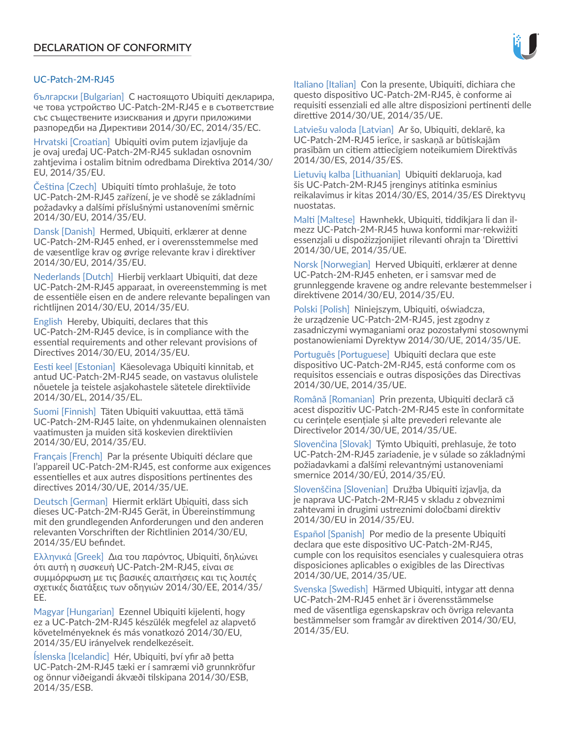## DECLARATION OF CONFORMITY

### UC-Patch-2M-RJ45

български [Bulgarian] С настоящото Ubiquiti декларира, че това устройство UC-Patch-2M-RJ45 е в съответствие със съществените изисквания и други приложими разпоредби на Директиви 2014/30/ЕС, 2014/35/ЕС.

Hrvatski [Croatian] Ubiquiti ovim putem izjavljuje da je ovaj uređaj UC-Patch-2M-RJ45 sukladan osnovnim zahtjevima i ostalim bitnim odredbama Direktiva 2014/30/EU, 2014/35/EU.

Čeština [Czech] Ubiquiti tímto prohlašuje, že toto UC-Patch-2M-RJ45 zařízení, je ve shodě se základními požadavky a dalšími příslušnými ustanoveními směrnic 2014/30/EU, 2014/35/EU.

Dansk [Danish] Hermed, Ubiquiti, erklærer at denne UC-Patch-2M-RJ45 enhed, er i overensstemmelse med de væsentlige krav og øvrige relevante krav i direktiver 2014/30/EU, 2014/35/EU.

Nederlands [Dutch] Hierbij verklaart Ubiquiti, dat deze UC-Patch-2M-RJ45 apparaat, in overeenstemming is met de essentiële eisen en de andere relevante bepalingen van richtlijnen 2014/30/EU, 2014/35/EU.

English Hereby, Ubiquiti, declares that this UC-Patch-2M-RJ45 device, is in compliance with the essential requirements and other relevant provisions of Directives 2014/30/EU, 2014/35/EU.

Eesti keel [Estonian] Käesolevaga Ubiquiti kinnitab, et antud UC-Patch-2M-RJ45 seade, on vastavus olulistele nõuetele ja teistele asjakohastele sätetele direktiivide 2014/30/EL, 2014/35/EL.

Suomi [Finnish] Täten Ubiquiti vakuuttaa, että tämä UC-Patch-2M-RJ45 laite, on yhdenmukainen olennaisten vaatimusten ja muiden sitä koskevien direktiivien 2014/30/EU, 2014/35/EU.

Français [French] Par la présente Ubiquiti déclare que l'appareil UC-Patch-2M-RJ45, est conforme aux exigences essentielles et aux autres dispositions pertinentes des directives 2014/30/UE, 2014/35/UE.

Deutsch [German] Hiermit erklärt Ubiquiti, dass sich dieses UC-Patch-2M-RJ45 Gerät, in Übereinstimmung mit den grundlegenden Anforderungen und den anderen relevanten Vorschriften der Richtlinien 2014/30/EU, 2014/35/EU befindet.

Ελληνικά [Greek] Δια του παρόντος, Ubiquiti, δηλώνει ότι αυτή η συσκευή UC-Patch-2M-RJ45, είναι σε συμμόρφωση με τις βασικές απαιτήσεις και τις λοιπές σχετικές διατάξεις των οδηγιών 2014/30/EE, 2014/35/EE.

Magyar [Hungarian] Ezennel Ubiquiti kijelenti, hogy ez a UC-Patch-2M-RJ45 készülék megfelel az alapvető követelményeknek és más vonatkozó 2014/30/EU, 2014/35/EU irányelvek rendelkezéseit.

Íslenska [Icelandic] Hér, Ubiquiti, því yfir að þetta UC-Patch-2M-RJ45 tæki er í samræmi við grunnkröfur og önnur viðeigandi ákvæði tilskipana 2014/30/ESB, 2014/35/ESB.

Italiano [Italian] Con la presente, Ubiquiti, dichiara che questo dispositivo UC-Patch-2M-RJ45, è conforme ai requisiti essenziali ed alle altre disposizioni pertinenti delle direttive 2014/30/UE, 2014/35/UE.

Latviešu valoda [Latvian] Ar šo, Ubiquiti, deklarē, ka UC-Patch-2M-RJ45 ierīce, ir saskaņā ar būtiskajām prasībām un citiem attiecīgiem noteikumiem Direktīvās 2014/30/ES, 2014/35/ES.

Lietuvių kalba [Lithuanian] Ubiquiti deklaruoja, kad šis UC-Patch-2M-RJ45 įrenginys atitinka esminius reikalavimus ir kitas 2014/30/ES, 2014/35/ES Direktyvų nuostatas.

Malti [Maltese] Hawnhekk, Ubiquiti, tiddikjara li dan il-mezz UC-Patch-2M-RJ45 huwa konformi mar-rekwiżiti essenzjali u dispożizzjonijiet rilevanti oħrajn ta 'Direttivi 2014/30/UE, 2014/35/UE.

Norsk [Norwegian] Herved Ubiquiti, erklærer at denne UC-Patch-2M-RJ45 enheten, er i samsvar med de grunnleggende kravene og andre relevante bestemmelser i direktivene 2014/30/EU, 2014/35/EU.

Polski [Polish] Niniejszym, Ubiquiti, oświadcza, że urządzenie UC-Patch-2M-RJ45, jest zgodny z zasadniczymi wymaganiami oraz pozostałymi stosownymi postanowieniami Dyrektyw 2014/30/UE, 2014/35/UE.

Português [Portuguese] Ubiquiti declara que este dispositivo UC-Patch-2M-RJ45, está conforme com os requisitos essenciais e outras disposições das Directivas 2014/30/UE, 2014/35/UE.

Română [Romanian] Prin prezenta, Ubiquiti declară că acest dispozitiv UC-Patch-2M-RJ45 este în conformitate cu cerințele esențiale și alte prevederi relevante ale Directivelor 2014/30/UE, 2014/35/UE.

Slovenčina [Slovak] Týmto Ubiquiti, prehlasuje, že toto UC-Patch-2M-RJ45 zariadenie, je v súlade so základnými požiadavkami a ďalšími relevantnými ustanoveniami smernice 2014/30/EÚ, 2014/35/EÚ.

Slovenščina [Slovenian] Družba Ubiquiti izjavlja, da je naprava UC-Patch-2M-RJ45 v skladu z obveznimi zahtevami in drugimi ustreznimi določbami direktiv 2014/30/EU in 2014/35/EU.

Español [Spanish] Por medio de la presente Ubiquiti declara que este dispositivo UC-Patch-2M-RJ45, cumple con los requisitos esenciales y cualesquiera otras disposiciones aplicables o exigibles de las Directivas 2014/30/UE, 2014/35/UE.

Svenska [Swedish] Härmed Ubiquiti, intygar att denna UC-Patch-2M-RJ45 enhet är i överensstämmelse med de väsentliga egenskapskrav och övriga relevanta bestämmelser som framgår av direktiven 2014/30/EU, 2014/35/EU.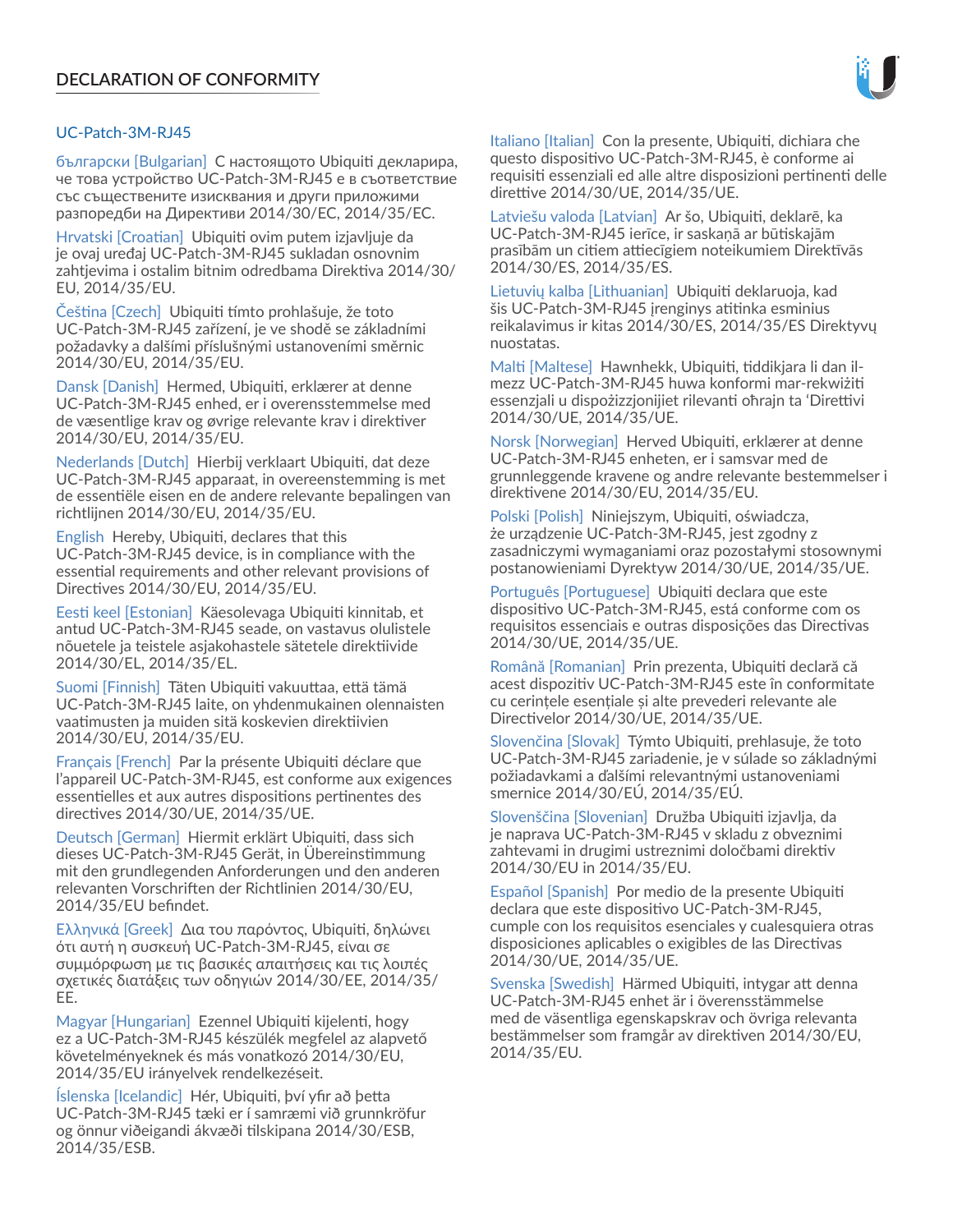## DECLARATION OF CONFORMITY

UC-Patch-3M-RJ45

български [Bulgarian] С настоящото Ubiquiti декларира, че това устройство UC-Patch-3M-RJ45 е в съответствие със съществените изисквания и други приложими разпоредби на Директиви 2014/30/ЕС, 2014/35/ЕС.

Hrvatski [Croatian] Ubiquiti ovim putem izjavljuje da je ovaj uređaj UC-Patch-3M-RJ45 sukladan osnovnim zahtjevima i ostalim bitnim odredbama Direktiva 2014/30/EU, 2014/35/EU.

Čeština [Czech] Ubiquiti tímto prohlašuje, že toto UC-Patch-3M-RJ45 zařízení, je ve shodě se základními požadavky a dalšími příslušnými ustanoveními směrnic 2014/30/EU, 2014/35/EU.

Dansk [Danish] Hermed, Ubiquiti, erklærer at denne UC-Patch-3M-RJ45 enhed, er i overensstemmelse med de væsentlige krav og øvrige relevante krav i direktiver 2014/30/EU, 2014/35/EU.

Nederlands [Dutch] Hierbij verklaart Ubiquiti, dat deze UC-Patch-3M-RJ45 apparaat, in overeenstemming is met de essentiële eisen en de andere relevante bepalingen van richtlijnen 2014/30/EU, 2014/35/EU.

English Hereby, Ubiquiti, declares that this UC-Patch-3M-RJ45 device, is in compliance with the essential requirements and other relevant provisions of Directives 2014/30/EU, 2014/35/EU.

Eesti keel [Estonian] Käesolevaga Ubiquiti kinnitab, et antud UC-Patch-3M-RJ45 seade, on vastavus olulistele nõuetele ja teistele asjakohastele sätetele direktiivide 2014/30/EL, 2014/35/EL.

Suomi [Finnish] Täten Ubiquiti vakuuttaa, että tämä UC-Patch-3M-RJ45 laite, on yhdenmukainen olennaisten vaatimusten ja muiden sitä koskevien direktiivien 2014/30/EU, 2014/35/EU.

Français [French] Par la présente Ubiquiti déclare que l'appareil UC-Patch-3M-RJ45, est conforme aux exigences essentielles et aux autres dispositions pertinentes des directives 2014/30/UE, 2014/35/UE.

Deutsch [German] Hiermit erklärt Ubiquiti, dass sich dieses UC-Patch-3M-RJ45 Gerät, in Übereinstimmung mit den grundlegenden Anforderungen und den anderen relevanten Vorschriften der Richtlinien 2014/30/EU, 2014/35/EU befindet.

Ελληνικά [Greek] Δια του παρόντος, Ubiquiti, δηλώνει ότι αυτή η συσκευή UC-Patch-3M-RJ45, είναι σε συμμόρφωση με τις βασικές απαιτήσεις και τις λοιπές σχετικές διατάξεις των οδηγιών 2014/30/EE, 2014/35/EE.

Magyar [Hungarian] Ezennel Ubiquiti kijelenti, hogy ez a UC-Patch-3M-RJ45 készülék megfelel az alapvető követelményeknek és más vonatkozó 2014/30/EU, 2014/35/EU irányelvek rendelkezéseit.

Íslenska [Icelandic] Hér, Ubiquiti, því yfir að þetta UC-Patch-3M-RJ45 tæki er í samræmi við grunnkröfur og önnur viðeigandi ákvæði tilskipana 2014/30/ESB, 2014/35/ESB.

Italiano [Italian] Con la presente, Ubiquiti, dichiara che questo dispositivo UC-Patch-3M-RJ45, è conforme ai requisiti essenziali ed alle altre disposizioni pertinenti delle direttive 2014/30/UE, 2014/35/UE.

Latviešu valoda [Latvian] Ar šo, Ubiquiti, deklarē, ka UC-Patch-3M-RJ45 ierīce, ir saskaņā ar būtiskajām prasībām un citiem attiecīgiem noteikumiem Direktīvās 2014/30/ES, 2014/35/ES.

Lietuvių kalba [Lithuanian] Ubiquiti deklaruoja, kad šis UC-Patch-3M-RJ45 įrenginys atitinka esminius reikalavimus ir kitas 2014/30/ES, 2014/35/ES Direktyvų nuostatas.

Malti [Maltese] Hawnhekk, Ubiquiti, tiddikjara li dan il-mezz UC-Patch-3M-RJ45 huwa konformi mar-rekwiżiti essenzjali u dispożizzjonijiet rilevanti oħrajn ta 'Direttivi 2014/30/UE, 2014/35/UE.

Norsk [Norwegian] Herved Ubiquiti, erklærer at denne UC-Patch-3M-RJ45 enheten, er i samsvar med de grunnleggende kravene og andre relevante bestemmelser i direktivene 2014/30/EU, 2014/35/EU.

Polski [Polish] Niniejszym, Ubiquiti, oświadcza, że urządzenie UC-Patch-3M-RJ45, jest zgodny z zasadniczymi wymaganiami oraz pozostałymi stosownymi postanowieniami Dyrektyw 2014/30/UE, 2014/35/UE.

Português [Portuguese] Ubiquiti declara que este dispositivo UC-Patch-3M-RJ45, está conforme com os requisitos essenciais e outras disposições das Directivas 2014/30/UE, 2014/35/UE.

Română [Romanian] Prin prezenta, Ubiquiti declară că acest dispozitiv UC-Patch-3M-RJ45 este în conformitate cu cerințele esențiale și alte prevederi relevante ale Directivelor 2014/30/UE, 2014/35/UE.

Slovenčina [Slovak] Týmto Ubiquiti, prehlasuje, že toto UC-Patch-3M-RJ45 zariadenie, je v súlade so základnými požiadavkami a ďalšími relevantnými ustanoveniami smernice 2014/30/EÚ, 2014/35/EÚ.

Slovenščina [Slovenian] Družba Ubiquiti izjavlja, da je naprava UC-Patch-3M-RJ45 v skladu z obveznimi zahtevami in drugimi ustreznimi določbami direktiv 2014/30/EU in 2014/35/EU.

Español [Spanish] Por medio de la presente Ubiquiti declara que este dispositivo UC-Patch-3M-RJ45, cumple con los requisitos esenciales y cualesquiera otras disposiciones aplicables o exigibles de las Directivas 2014/30/UE, 2014/35/UE.

Svenska [Swedish] Härmed Ubiquiti, intygar att denna UC-Patch-3M-RJ45 enhet är i överensstämmelse med de väsentliga egenskapskrav och övriga relevanta bestämmelser som framgår av direktiven 2014/30/EU, 2014/35/EU.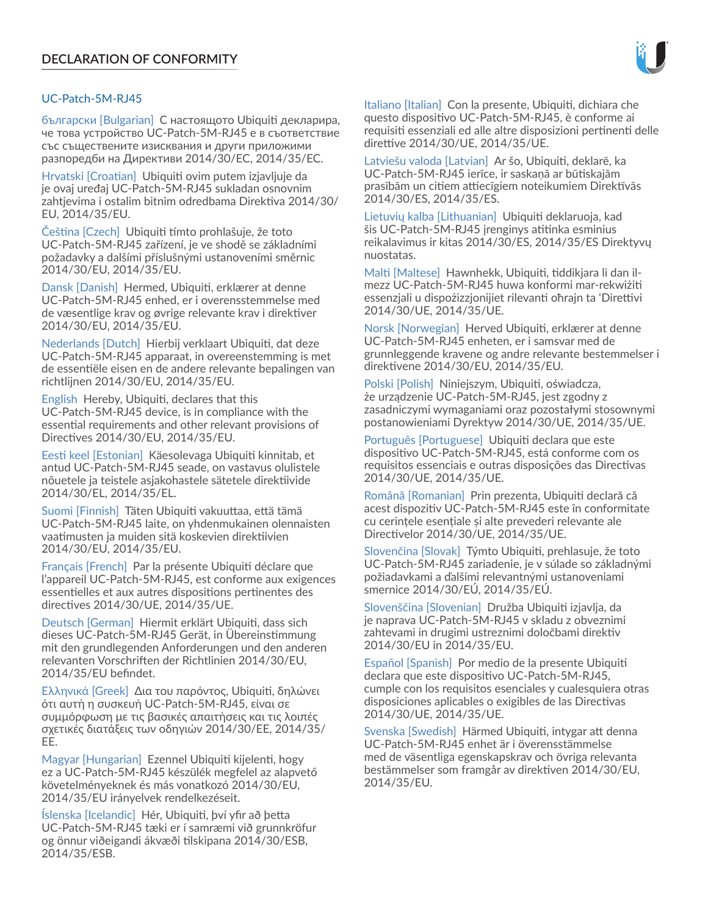# DECLARATION OF CONFORMITY

## UC-Patch-5M-RJ45

български [Bulgarian] С настоящото Ubiquiti декларира, че това устройство UC-Patch-5M-RJ45 е в съответствие със съществените изисквания и други приложими разпоредби на Директиви 2014/30/ЕС, 2014/35/ЕС.

Hrvatski [Croatian] Ubiquiti ovim putem izjavljuje da je ovaj uređaj UC-Patch-5M-RJ45 sukladan osnovnim zahtjevima i ostalim bitnim odredbama Direktiva 2014/30/EU, 2014/35/EU.

Čeština [Czech] Ubiquiti tímto prohlašuje, že toto UC-Patch-5M-RJ45 zařízení, je ve shodě se základními požadavky a dalšími příslušnými ustanoveními směrnic 2014/30/EU, 2014/35/EU.

Dansk [Danish] Hermed, Ubiquiti, erklærer at denne UC-Patch-5M-RJ45 enhed, er i overensstemmelse med de væsentlige krav og øvrige relevante krav i direktiver 2014/30/EU, 2014/35/EU.

Nederlands [Dutch] Hierbij verklaart Ubiquiti, dat deze UC-Patch-5M-RJ45 apparaat, in overeenstemming is met de essentiële eisen en de andere relevante bepalingen van richtlijnen 2014/30/EU, 2014/35/EU.

English Hereby, Ubiquiti, declares that this UC-Patch-5M-RJ45 device, is in compliance with the essential requirements and other relevant provisions of Directives 2014/30/EU, 2014/35/EU.

Eesti keel [Estonian] Käesolevaga Ubiquiti kinnitab, et antud UC-Patch-5M-RJ45 seade, on vastavus olulistele nõuetele ja teistele asjakohastele sätetele direktiivide 2014/30/EL, 2014/35/EL.

Suomi [Finnish] Täten Ubiquiti vakuuttaa, että tämä UC-Patch-5M-RJ45 laite, on yhdenmukainen olennaisten vaatimusten ja muiden sitä koskevien direktiivien 2014/30/EU, 2014/35/EU.

Français [French] Par la présente Ubiquiti déclare que l'appareil UC-Patch-5M-RJ45, est conforme aux exigences essentielles et aux autres dispositions pertinentes des directives 2014/30/UE, 2014/35/UE.

Deutsch [German] Hiermit erklärt Ubiquiti, dass sich dieses UC-Patch-5M-RJ45 Gerät, in Übereinstimmung mit den grundlegenden Anforderungen und den anderen relevanten Vorschriften der Richtlinien 2014/30/EU, 2014/35/EU befindet.

Ελληνικά [Greek] Δια του παρόντος, Ubiquiti, δηλώνει ότι αυτή η συσκευή UC-Patch-5M-RJ45, είναι σε συμμόρφωση με τις βασικές απαιτήσεις και τις λοιπές σχετικές διατάξεις των οδηγιών 2014/30/EE, 2014/35/EE.

Magyar [Hungarian] Ezennel Ubiquiti kijelenti, hogy ez a UC-Patch-5M-RJ45 készülék megfelel az alapvető követelményeknek és más vonatkozó 2014/30/EU, 2014/35/EU irányelvek rendelkezéseit.

Íslenska [Icelandic] Hér, Ubiquiti, því yfir að þetta UC-Patch-5M-RJ45 tæki er í samræmi við grunnkröfur og önnur viðeigandi ákvæði tilskipana 2014/30/ESB, 2014/35/ESB.

Italiano [Italian] Con la presente, Ubiquiti, dichiara che questo dispositivo UC-Patch-5M-RJ45, è conforme ai requisiti essenziali ed alle altre disposizioni pertinenti delle direttive 2014/30/UE, 2014/35/UE.

Latviešu valoda [Latvian] Ar šo, Ubiquiti, deklarē, ka UC-Patch-5M-RJ45 ierīce, ir saskaņā ar būtiskajām prasībām un citiem attiecīgiem noteikumiem Direktīvās 2014/30/ES, 2014/35/ES.

Lietuvių kalba [Lithuanian] Ubiquiti deklaruoja, kad šis UC-Patch-5M-RJ45 įrenginys atitinka esminius reikalavimus ir kitas 2014/30/ES, 2014/35/ES Direktyvų nuostatas.

Malti [Maltese] Hawnhekk, Ubiquiti, tiddikjara li dan il-mezz UC-Patch-5M-RJ45 huwa konformi mar-rekwiżiti essenzjali u dispożizzjonijiet rilevanti oħrajn ta 'Direttivi 2014/30/UE, 2014/35/UE.

Norsk [Norwegian] Herved Ubiquiti, erklærer at denne UC-Patch-5M-RJ45 enheten, er i samsvar med de grunnleggende kravene og andre relevante bestemmelser i direktivene 2014/30/EU, 2014/35/EU.

Polski [Polish] Niniejszym, Ubiquiti, oświadcza, że urządzenie UC-Patch-5M-RJ45, jest zgodny z zasadniczymi wymaganiami oraz pozostałymi stosownymi postanowieniami Dyrektyw 2014/30/UE, 2014/35/UE.

Português [Portuguese] Ubiquiti declara que este dispositivo UC-Patch-5M-RJ45, está conforme com os requisitos essenciais e outras disposições das Directivas 2014/30/UE, 2014/35/UE.

Română [Romanian] Prin prezenta, Ubiquiti declară că acest dispozitiv UC-Patch-5M-RJ45 este în conformitate cu cerințele esențiale și alte prevederi relevante ale Directivelor 2014/30/UE, 2014/35/UE.

Slovenčina [Slovak] Týmto Ubiquiti, prehlasuje, že toto UC-Patch-5M-RJ45 zariadenie, je v súlade so základnými požiadavkami a ďalšími relevantnými ustanoveniami smernice 2014/30/EÚ, 2014/35/EÚ.

Slovenščina [Slovenian] Družba Ubiquiti izjavlja, da je naprava UC-Patch-5M-RJ45 v skladu z obveznimi zahtevami in drugimi ustreznimi določbami direktiv 2014/30/EU in 2014/35/EU.

Español [Spanish] Por medio de la presente Ubiquiti declara que este dispositivo UC-Patch-5M-RJ45, cumple con los requisitos esenciales y cualesquiera otras disposiciones aplicables o exigibles de las Directivas 2014/30/UE, 2014/35/UE.

Svenska [Swedish] Härmed Ubiquiti, intygar att denna UC-Patch-5M-RJ45 enhet är i överensstämmelse med de väsentliga egenskapskrav och övriga relevanta bestämmelser som framgår av direktiven 2014/30/EU, 2014/35/EU.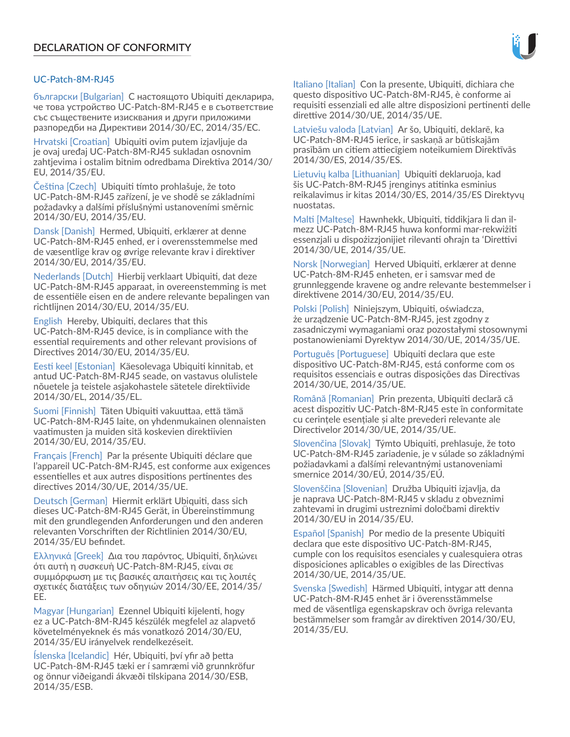## DECLARATION OF CONFORMITY

### UC-Patch-8M-RJ45

български [Bulgarian] С настоящото Ubiquiti декларира, че това устройство UC-Patch-8M-RJ45 е в съответствие със съществените изисквания и други приложими разпоредби на Директиви 2014/30/ЕС, 2014/35/ЕС.

Hrvatski [Croatian] Ubiquiti ovim putem izjavljuje da je ovaj uređaj UC-Patch-8M-RJ45 sukladan osnovnim zahtjevima i ostalim bitnim odredbama Direktiva 2014/30/EU, 2014/35/EU.

Čeština [Czech] Ubiquiti tímto prohlašuje, že toto UC-Patch-8M-RJ45 zařízení, je ve shodě se základními požadavky a dalšími příslušnými ustanoveními směrnic 2014/30/EU, 2014/35/EU.

Dansk [Danish] Hermed, Ubiquiti, erklærer at denne UC-Patch-8M-RJ45 enhed, er i overensstemmelse med de væsentlige krav og øvrige relevante krav i direktiver 2014/30/EU, 2014/35/EU.

Nederlands [Dutch] Hierbij verklaart Ubiquiti, dat deze UC-Patch-8M-RJ45 apparaat, in overeenstemming is met de essentiële eisen en de andere relevante bepalingen van richtlijnen 2014/30/EU, 2014/35/EU.

English Hereby, Ubiquiti, declares that this UC-Patch-8M-RJ45 device, is in compliance with the essential requirements and other relevant provisions of Directives 2014/30/EU, 2014/35/EU.

Eesti keel [Estonian] Käesolevaga Ubiquiti kinnitab, et antud UC-Patch-8M-RJ45 seade, on vastavus olulistele nõuetele ja teistele asjakohastele sätetele direktiivide 2014/30/EL, 2014/35/EL.

Suomi [Finnish] Täten Ubiquiti vakuuttaa, että tämä UC-Patch-8M-RJ45 laite, on yhdenmukainen olennaisten vaatimusten ja muiden sitä koskevien direktiivien 2014/30/EU, 2014/35/EU.

Français [French] Par la présente Ubiquiti déclare que l'appareil UC-Patch-8M-RJ45, est conforme aux exigences essentielles et aux autres dispositions pertinentes des directives 2014/30/UE, 2014/35/UE.

Deutsch [German] Hiermit erklärt Ubiquiti, dass sich dieses UC-Patch-8M-RJ45 Gerät, in Übereinstimmung mit den grundlegenden Anforderungen und den anderen relevanten Vorschriften der Richtlinien 2014/30/EU, 2014/35/EU befindet.

Ελληνικά [Greek] Δια του παρόντος, Ubiquiti, δηλώνει ότι αυτή η συσκευή UC-Patch-8M-RJ45, είναι σε συμμόρφωση με τις βασικές απαιτήσεις και τις λοιπές σχετικές διατάξεις των οδηγιών 2014/30/EE, 2014/35/EE.

Magyar [Hungarian] Ezennel Ubiquiti kijelenti, hogy ez a UC-Patch-8M-RJ45 készülék megfelel az alapvető követelményeknek és más vonatkozó 2014/30/EU, 2014/35/EU irányelvek rendelkezéseit.

Íslenska [Icelandic] Hér, Ubiquiti, því yfir að þetta UC-Patch-8M-RJ45 tæki er í samræmi við grunnkröfur og önnur viðeigandi ákvæði tilskipana 2014/30/ESB, 2014/35/ESB.

Italiano [Italian] Con la presente, Ubiquiti, dichiara che questo dispositivo UC-Patch-8M-RJ45, è conforme ai requisiti essenziali ed alle altre disposizioni pertinenti delle direttive 2014/30/UE, 2014/35/UE.

Latviešu valoda [Latvian] Ar šo, Ubiquiti, deklarē, ka UC-Patch-8M-RJ45 ierīce, ir saskaņā ar būtiskajām prasībām un citiem attiecīgiem noteikumiem Direktīvās 2014/30/ES, 2014/35/ES.

Lietuvių kalba [Lithuanian] Ubiquiti deklaruoja, kad šis UC-Patch-8M-RJ45 įrenginys atitinka esminius reikalavimus ir kitas 2014/30/ES, 2014/35/ES Direktyvų nuostatas.

Malti [Maltese] Hawnhekk, Ubiquiti, tiddikjara li dan il-mezz UC-Patch-8M-RJ45 huwa konformi mar-rekwiżiti essenzjali u dispożizzjonijiet rilevanti oħrajn ta 'Direttivi 2014/30/UE, 2014/35/UE.

Norsk [Norwegian] Herved Ubiquiti, erklærer at denne UC-Patch-8M-RJ45 enheten, er i samsvar med de grunnleggende kravene og andre relevante bestemmelser i direktivene 2014/30/EU, 2014/35/EU.

Polski [Polish] Niniejszym, Ubiquiti, oświadcza, że urządzenie UC-Patch-8M-RJ45, jest zgodny z zasadniczymi wymaganiami oraz pozostałymi stosownymi postanowieniami Dyrektyw 2014/30/UE, 2014/35/UE.

Português [Portuguese] Ubiquiti declara que este dispositivo UC-Patch-8M-RJ45, está conforme com os requisitos essenciais e outras disposições das Directivas 2014/30/UE, 2014/35/UE.

Română [Romanian] Prin prezenta, Ubiquiti declară că acest dispozitiv UC-Patch-8M-RJ45 este în conformitate cu cerințele esențiale și alte prevederi relevante ale Directivelor 2014/30/UE, 2014/35/UE.

Slovenčina [Slovak] Týmto Ubiquiti, prehlasuje, že toto UC-Patch-8M-RJ45 zariadenie, je v súlade so základnými požiadavkami a ďalšími relevantnými ustanoveniami smernice 2014/30/EÚ, 2014/35/EÚ.

Slovenščina [Slovenian] Družba Ubiquiti izjavlja, da je naprava UC-Patch-8M-RJ45 v skladu z obveznimi zahtevami in drugimi ustreznimi določbami direktiv 2014/30/EU in 2014/35/EU.

Español [Spanish] Por medio de la presente Ubiquiti declara que este dispositivo UC-Patch-8M-RJ45, cumple con los requisitos esenciales y cualesquiera otras disposiciones aplicables o exigibles de las Directivas 2014/30/UE, 2014/35/UE.

Svenska [Swedish] Härmed Ubiquiti, intygar att denna UC-Patch-8M-RJ45 enhet är i överensstämmelse med de väsentliga egenskapskrav och övriga relevanta bestämmelser som framgår av direktiven 2014/30/EU, 2014/35/EU.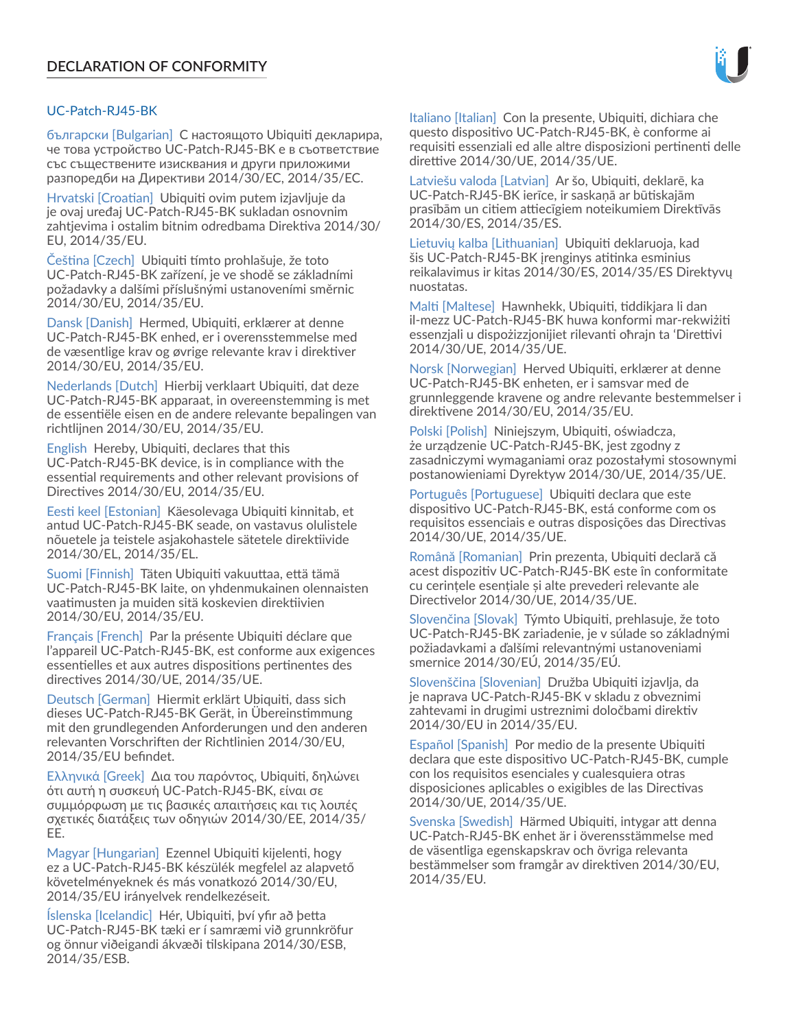# DECLARATION OF CONFORMITY

## UC-Patch-RJ45-BK

български [Bulgarian] С настоящото Ubiquiti декларира, че това устройство UC-Patch-RJ45-BK е в съответствие със съществените изисквания и други приложими разпоредби на Директиви 2014/30/ЕС, 2014/35/ЕС.

Hrvatski [Croatian] Ubiquiti ovim putem izjavljuje da je ovaj uređaj UC-Patch-RJ45-BK sukladan osnovnim zahtjevima i ostalim bitnim odredbama Direktiva 2014/30/EU, 2014/35/EU.

Čeština [Czech] Ubiquiti tímto prohlašuje, že toto UC-Patch-RJ45-BK zařízení, je ve shodě se základními požadavky a dalšími příslušnými ustanoveními směrnic 2014/30/EU, 2014/35/EU.

Dansk [Danish] Hermed, Ubiquiti, erklærer at denne UC-Patch-RJ45-BK enhed, er i overensstemmelse med de væsentlige krav og øvrige relevante krav i direktiver 2014/30/EU, 2014/35/EU.

Nederlands [Dutch] Hierbij verklaart Ubiquiti, dat deze UC-Patch-RJ45-BK apparaat, in overeenstemming is met de essentiële eisen en de andere relevante bepalingen van richtlijnen 2014/30/EU, 2014/35/EU.

English Hereby, Ubiquiti, declares that this UC-Patch-RJ45-BK device, is in compliance with the essential requirements and other relevant provisions of Directives 2014/30/EU, 2014/35/EU.

Eesti keel [Estonian] Käesolevaga Ubiquiti kinnitab, et antud UC-Patch-RJ45-BK seade, on vastavus olulistele nõuetele ja teistele asjakohastele sätetele direktiivide 2014/30/EL, 2014/35/EL.

Suomi [Finnish] Täten Ubiquiti vakuuttaa, että tämä UC-Patch-RJ45-BK laite, on yhdenmukainen olennaisten vaatimusten ja muiden sitä koskevien direktiivien 2014/30/EU, 2014/35/EU.

Français [French] Par la présente Ubiquiti déclare que l'appareil UC-Patch-RJ45-BK, est conforme aux exigences essentielles et aux autres dispositions pertinentes des directives 2014/30/UE, 2014/35/UE.

Deutsch [German] Hiermit erklärt Ubiquiti, dass sich dieses UC-Patch-RJ45-BK Gerät, in Übereinstimmung mit den grundlegenden Anforderungen und den anderen relevanten Vorschriften der Richtlinien 2014/30/EU, 2014/35/EU befindet.

Ελληνικά [Greek] Δια του παρόντος, Ubiquiti, δηλώνει ότι αυτή η συσκευή UC-Patch-RJ45-BK, είναι σε συμμόρφωση με τις βασικές απαιτήσεις και τις λοιπές σχετικές διατάξεις των οδηγιών 2014/30/EE, 2014/35/EE.

Magyar [Hungarian] Ezennel Ubiquiti kijelenti, hogy ez a UC-Patch-RJ45-BK készülék megfelel az alapvető követelményeknek és más vonatkozó 2014/30/EU, 2014/35/EU irányelvek rendelkezéseit.

Íslenska [Icelandic] Hér, Ubiquiti, því yfir að þetta UC-Patch-RJ45-BK tæki er í samræmi við grunnkröfur og önnur viðeigandi ákvæði tilskipana 2014/30/ESB, 2014/35/ESB.

Italiano [Italian] Con la presente, Ubiquiti, dichiara che questo dispositivo UC-Patch-RJ45-BK, è conforme ai requisiti essenziali ed alle altre disposizioni pertinenti delle direttive 2014/30/UE, 2014/35/UE.

Latviešu valoda [Latvian] Ar šo, Ubiquiti, deklarē, ka UC-Patch-RJ45-BK ierīce, ir saskaņā ar būtiskajām prasībām un citiem attiecīgiem noteikumiem Direktīvās 2014/30/ES, 2014/35/ES.

Lietuvių kalba [Lithuanian] Ubiquiti deklaruoja, kad šis UC-Patch-RJ45-BK įrenginys atitinka esminius reikalavimus ir kitas 2014/30/ES, 2014/35/ES Direktyvų nuostatas.

Malti [Maltese] Hawnhekk, Ubiquiti, tiddikjara li dan il-mezz UC-Patch-RJ45-BK huwa konformi mar-rekwiżiti essenzjali u dispożizzjonijiet rilevanti oħrajn ta 'Direttivi 2014/30/UE, 2014/35/UE.

Norsk [Norwegian] Herved Ubiquiti, erklærer at denne UC-Patch-RJ45-BK enheten, er i samsvar med de grunnleggende kravene og andre relevante bestemmelser i direktivene 2014/30/EU, 2014/35/EU.

Polski [Polish] Niniejszym, Ubiquiti, oświadcza, że urządzenie UC-Patch-RJ45-BK, jest zgodny z zasadniczymi wymaganiami oraz pozostałymi stosownymi postanowieniami Dyrektyw 2014/30/UE, 2014/35/UE.

Português [Portuguese] Ubiquiti declara que este dispositivo UC-Patch-RJ45-BK, está conforme com os requisitos essenciais e outras disposições das Directivas 2014/30/UE, 2014/35/UE.

Română [Romanian] Prin prezenta, Ubiquiti declară că acest dispozitiv UC-Patch-RJ45-BK este în conformitate cu cerințele esențiale și alte prevederi relevante ale Directivelor 2014/30/UE, 2014/35/UE.

Slovenčina [Slovak] Týmto Ubiquiti, prehlasuje, že toto UC-Patch-RJ45-BK zariadenie, je v súlade so základnými požiadavkami a ďalšími relevantnými ustanoveniami smernice 2014/30/EÚ, 2014/35/EÚ.

Slovenščina [Slovenian] Družba Ubiquiti izjavlja, da je naprava UC-Patch-RJ45-BK v skladu z obveznimi zahtevami in drugimi ustreznimi določbami direktiv 2014/30/EU in 2014/35/EU.

Español [Spanish] Por medio de la presente Ubiquiti declara que este dispositivo UC-Patch-RJ45-BK, cumple con los requisitos esenciales y cualesquiera otras disposiciones aplicables o exigibles de las Directivas 2014/30/UE, 2014/35/UE.

Svenska [Swedish] Härmed Ubiquiti, intygar att denna UC-Patch-RJ45-BK enhet är i överensstämmelse med de väsentliga egenskapskrav och övriga relevanta bestämmelser som framgår av direktiven 2014/30/EU, 2014/35/EU.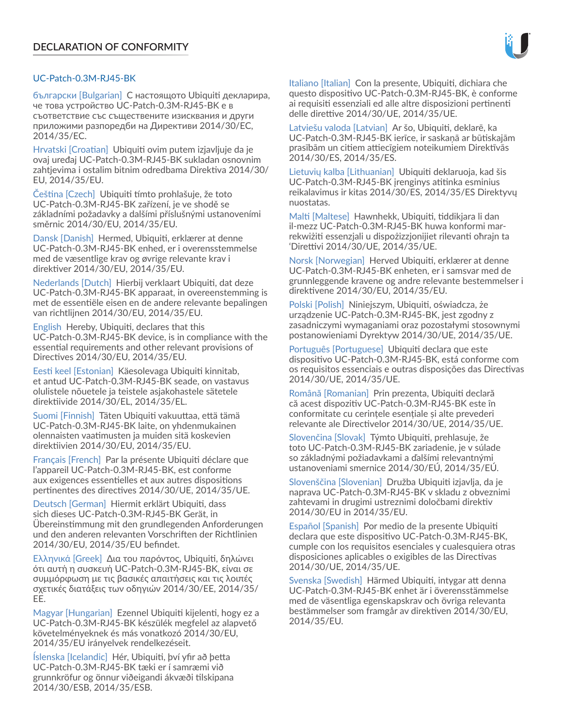# DECLARATION OF CONFORMITY

## UC-Patch-0.3M-RJ45-BK

**български [Bulgarian]** С настоящото Ubiquiti декларира, че това устройство UC-Patch-0.3M-RJ45-BK е в съответствие със съществените изисквания и други приложими разпоредби на Директиви 2014/30/ЕС, 2014/35/ЕС.

**Hrvatski [Croatian]** Ubiquiti ovim putem izjavljuje da je ovaj uređaj UC-Patch-0.3M-RJ45-BK sukladan osnovnim zahtjevima i ostalim bitnim odredbama Direktiva 2014/30/EU, 2014/35/EU.

**Čeština [Czech]** Ubiquiti tímto prohlašuje, že toto UC-Patch-0.3M-RJ45-BK zařízení, je ve shodě se základními požadavky a dalšími příslušnými ustanoveními směrnic 2014/30/EU, 2014/35/EU.

**Dansk [Danish]** Hermed, Ubiquiti, erklærer at denne UC-Patch-0.3M-RJ45-BK enhed, er i overensstemmelse med de væsentlige krav og øvrige relevante krav i direktiver 2014/30/EU, 2014/35/EU.

**Nederlands [Dutch]** Hierbij verklaart Ubiquiti, dat deze UC-Patch-0.3M-RJ45-BK apparaat, in overeenstemming is met de essentiële eisen en de andere relevante bepalingen van richtlijnen 2014/30/EU, 2014/35/EU.

**English** Hereby, Ubiquiti, declares that this UC-Patch-0.3M-RJ45-BK device, is in compliance with the essential requirements and other relevant provisions of Directives 2014/30/EU, 2014/35/EU.

**Eesti keel [Estonian]** Käesolevaga Ubiquiti kinnitab, et antud UC-Patch-0.3M-RJ45-BK seade, on vastavus olulistele nõuetele ja teistele asjakohastele sätetele direktiivide 2014/30/EL, 2014/35/EL.

**Suomi [Finnish]** Täten Ubiquiti vakuuttaa, että tämä UC-Patch-0.3M-RJ45-BK laite, on yhdenmukainen olennaisten vaatimusten ja muiden sitä koskevien direktiivien 2014/30/EU, 2014/35/EU.

**Français [French]** Par la présente Ubiquiti déclare que l'appareil UC-Patch-0.3M-RJ45-BK, est conforme aux exigences essentielles et aux autres dispositions pertinentes des directives 2014/30/UE, 2014/35/UE.

**Deutsch [German]** Hiermit erklärt Ubiquiti, dass sich dieses UC-Patch-0.3M-RJ45-BK Gerät, in Übereinstimmung mit den grundlegenden Anforderungen und den anderen relevanten Vorschriften der Richtlinien 2014/30/EU, 2014/35/EU befindet.

**Ελληνικά [Greek]** Δια του παρόντος, Ubiquiti, δηλώνει ότι αυτή η συσκευή UC-Patch-0.3M-RJ45-BK, είναι σε συμμόρφωση με τις βασικές απαιτήσεις και τις λοιπές σχετικές διατάξεις των οδηγιών 2014/30/EE, 2014/35/EE.

**Magyar [Hungarian]** Ezennel Ubiquiti kijelenti, hogy ez a UC-Patch-0.3M-RJ45-BK készülék megfelel az alapvető követelményeknek és más vonatkozó 2014/30/EU, 2014/35/EU irányelvek rendelkezéseit.

**Íslenska [Icelandic]** Hér, Ubiquiti, því yfir að þetta UC-Patch-0.3M-RJ45-BK tæki er í samræmi við grunnkröfur og önnur viðeigandi ákvæði tilskipana 2014/30/ESB, 2014/35/ESB.

**Italiano [Italian]** Con la presente, Ubiquiti, dichiara che questo dispositivo UC-Patch-0.3M-RJ45-BK, è conforme ai requisiti essenziali ed alle altre disposizioni pertinenti delle direttive 2014/30/UE, 2014/35/UE.

**Latviešu valoda [Latvian]** Ar šo, Ubiquiti, deklarē, ka UC-Patch-0.3M-RJ45-BK ierīce, ir saskaņā ar būtiskajām prasībām un citiem attiecīgiem noteikumiem Direktīvās 2014/30/ES, 2014/35/ES.

**Lietuvių kalba [Lithuanian]** Ubiquiti deklaruoja, kad šis UC-Patch-0.3M-RJ45-BK įrenginys atitinka esminius reikalavimus ir kitas 2014/30/ES, 2014/35/ES Direktyvų nuostatas.

**Malti [Maltese]** Hawnhekk, Ubiquiti, tiddikjara li dan il-mezz UC-Patch-0.3M-RJ45-BK huwa konformi mar-rekwiżiti essenzjali u dispożizzjonijiet rilevanti oħrajn ta 'Direttivi 2014/30/UE, 2014/35/UE.

**Norsk [Norwegian]** Herved Ubiquiti, erklærer at denne UC-Patch-0.3M-RJ45-BK enheten, er i samsvar med de grunnleggende kravene og andre relevante bestemmelser i direktivene 2014/30/EU, 2014/35/EU.

**Polski [Polish]** Niniejszym, Ubiquiti, oświadcza, że urządzenie UC-Patch-0.3M-RJ45-BK, jest zgodny z zasadniczymi wymaganiami oraz pozostałymi stosownymi postanowieniami Dyrektyw 2014/30/UE, 2014/35/UE.

**Português [Portuguese]** Ubiquiti declara que este dispositivo UC-Patch-0.3M-RJ45-BK, está conforme com os requisitos essenciais e outras disposições das Directivas 2014/30/UE, 2014/35/UE.

**Română [Romanian]** Prin prezenta, Ubiquiti declară că acest dispozitiv UC-Patch-0.3M-RJ45-BK este în conformitate cu cerințele esențiale și alte prevederi relevante ale Directivelor 2014/30/UE, 2014/35/UE.

**Slovenčina [Slovak]** Týmto Ubiquiti, prehlasuje, že toto UC-Patch-0.3M-RJ45-BK zariadenie, je v súlade so základnými požiadavkami a ďalšími relevantnými ustanoveniami smernice 2014/30/EÚ, 2014/35/EÚ.

**Slovenščina [Slovenian]** Družba Ubiquiti izjavlja, da je naprava UC-Patch-0.3M-RJ45-BK v skladu z obveznimi zahtevami in drugimi ustreznimi določbami direktiv 2014/30/EU in 2014/35/EU.

**Español [Spanish]** Por medio de la presente Ubiquiti declara que este dispositivo UC-Patch-0.3M-RJ45-BK, cumple con los requisitos esenciales y cualesquiera otras disposiciones aplicables o exigibles de las Directivas 2014/30/UE, 2014/35/UE.

**Svenska [Swedish]** Härmed Ubiquiti, intygar att denna UC-Patch-0.3M-RJ45-BK enhet är i överensstämmelse med de väsentliga egenskapskrav och övriga relevanta bestämmelser som framgår av direktiven 2014/30/EU, 2014/35/EU.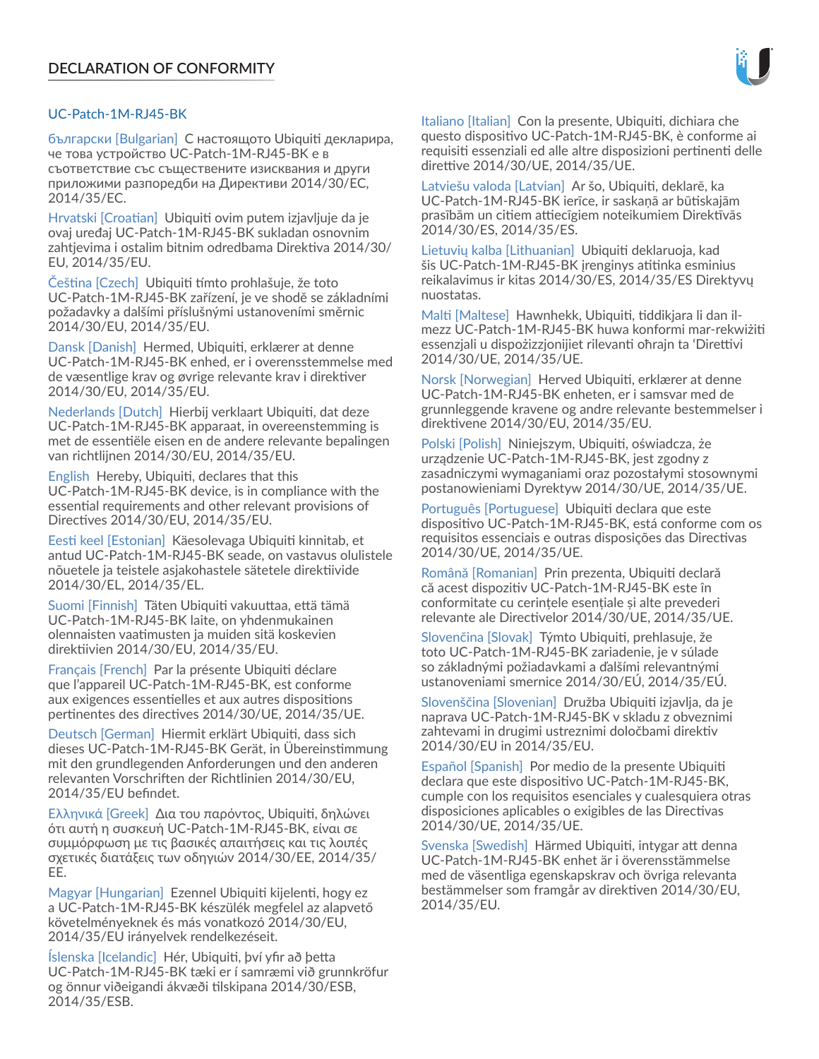## DECLARATION OF CONFORMITY

### UC-Patch-1M-RJ45-BK

български [Bulgarian] С настоящото Ubiquiti декларира, че това устройство UC-Patch-1M-RJ45-BK е в съответствие със съществените изисквания и други приложими разпоредби на Директиви 2014/30/ЕС, 2014/35/ЕС.

Hrvatski [Croatian] Ubiquiti ovim putem izjavljuje da je ovaj uređaj UC-Patch-1M-RJ45-BK sukladan osnovnim zahtjevima i ostalim bitnim odredbama Direktiva 2014/30/EU, 2014/35/EU.

Čeština [Czech] Ubiquiti tímto prohlašuje, že toto UC-Patch-1M-RJ45-BK zařízení, je ve shodě se základními požadavky a dalšími příslušnými ustanoveními směrnic 2014/30/EU, 2014/35/EU.

Dansk [Danish] Hermed, Ubiquiti, erklærer at denne UC-Patch-1M-RJ45-BK enhed, er i overensstemmelse med de væsentlige krav og øvrige relevante krav i direktiver 2014/30/EU, 2014/35/EU.

Nederlands [Dutch] Hierbij verklaart Ubiquiti, dat deze UC-Patch-1M-RJ45-BK apparaat, in overeenstemming is met de essentiële eisen en de andere relevante bepalingen van richtlijnen 2014/30/EU, 2014/35/EU.

English Hereby, Ubiquiti, declares that this UC-Patch-1M-RJ45-BK device, is in compliance with the essential requirements and other relevant provisions of Directives 2014/30/EU, 2014/35/EU.

Eesti keel [Estonian] Käesolevaga Ubiquiti kinnitab, et antud UC-Patch-1M-RJ45-BK seade, on vastavus olulistele nõuetele ja teistele asjakohastele sätetele direktiivide 2014/30/EL, 2014/35/EL.

Suomi [Finnish] Täten Ubiquiti vakuuttaa, että tämä UC-Patch-1M-RJ45-BK laite, on yhdenmukainen olennaisten vaatimusten ja muiden sitä koskevien direktiivien 2014/30/EU, 2014/35/EU.

Français [French] Par la présente Ubiquiti déclare que l'appareil UC-Patch-1M-RJ45-BK, est conforme aux exigences essentielles et aux autres dispositions pertinentes des directives 2014/30/UE, 2014/35/UE.

Deutsch [German] Hiermit erklärt Ubiquiti, dass sich dieses UC-Patch-1M-RJ45-BK Gerät, in Übereinstimmung mit den grundlegenden Anforderungen und den anderen relevanten Vorschriften der Richtlinien 2014/30/EU, 2014/35/EU befindet.

Ελληνικά [Greek] Δια του παρόντος, Ubiquiti, δηλώνει ότι αυτή η συσκευή UC-Patch-1M-RJ45-BK, είναι σε συμμόρφωση με τις βασικές απαιτήσεις και τις λοιπές σχετικές διατάξεις των οδηγιών 2014/30/EE, 2014/35/EE.

Magyar [Hungarian] Ezennel Ubiquiti kijelenti, hogy ez a UC-Patch-1M-RJ45-BK készülék megfelel az alapvető követelményeknek és más vonatkozó 2014/30/EU, 2014/35/EU irányelvek rendelkezéseit.

Íslenska [Icelandic] Hér, Ubiquiti, því yfir að þetta UC-Patch-1M-RJ45-BK tæki er í samræmi við grunnkröfur og önnur viðeigandi ákvæði tilskipana 2014/30/ESB, 2014/35/ESB.

Italiano [Italian] Con la presente, Ubiquiti, dichiara che questo dispositivo UC-Patch-1M-RJ45-BK, è conforme ai requisiti essenziali ed alle altre disposizioni pertinenti delle direttive 2014/30/UE, 2014/35/UE.

Latviešu valoda [Latvian] Ar šo, Ubiquiti, deklarē, ka UC-Patch-1M-RJ45-BK ierīce, ir saskaņā ar būtiskajām prasībām un citiem attiecīgiem noteikumiem Direktīvās 2014/30/ES, 2014/35/ES.

Lietuvių kalba [Lithuanian] Ubiquiti deklaruoja, kad šis UC-Patch-1M-RJ45-BK įrenginys atitinka esminius reikalavimus ir kitas 2014/30/ES, 2014/35/ES Direktyvų nuostatas.

Malti [Maltese] Hawnhekk, Ubiquiti, tiddikjara li dan il-mezz UC-Patch-1M-RJ45-BK huwa konformi mar-rekwiżiti essenzjali u dispożizzjonijiet rilevanti oħrajn ta 'Direttivi 2014/30/UE, 2014/35/UE.

Norsk [Norwegian] Herved Ubiquiti, erklærer at denne UC-Patch-1M-RJ45-BK enheten, er i samsvar med de grunnleggende kravene og andre relevante bestemmelser i direktivene 2014/30/EU, 2014/35/EU.

Polski [Polish] Niniejszym, Ubiquiti, oświadcza, że urządzenie UC-Patch-1M-RJ45-BK, jest zgodny z zasadniczymi wymaganiami oraz pozostałymi stosownymi postanowieniami Dyrektyw 2014/30/UE, 2014/35/UE.

Português [Portuguese] Ubiquiti declara que este dispositivo UC-Patch-1M-RJ45-BK, está conforme com os requisitos essenciais e outras disposições das Directivas 2014/30/UE, 2014/35/UE.

Română [Romanian] Prin prezenta, Ubiquiti declară că acest dispozitiv UC-Patch-1M-RJ45-BK este în conformitate cu cerințele esențiale și alte prevederi relevante ale Directivelor 2014/30/UE, 2014/35/UE.

Slovenčina [Slovak] Týmto Ubiquiti, prehlasuje, že toto UC-Patch-1M-RJ45-BK zariadenie, je v súlade so základnými požiadavkami a ďalšími relevantnými ustanoveniami smernice 2014/30/EÚ, 2014/35/EÚ.

Slovenščina [Slovenian] Družba Ubiquiti izjavlja, da je naprava UC-Patch-1M-RJ45-BK v skladu z obveznimi zahtevami in drugimi ustreznimi določbami direktiv 2014/30/EU in 2014/35/EU.

Español [Spanish] Por medio de la presente Ubiquiti declara que este dispositivo UC-Patch-1M-RJ45-BK, cumple con los requisitos esenciales y cualesquiera otras disposiciones aplicables o exigibles de las Directivas 2014/30/UE, 2014/35/UE.

Svenska [Swedish] Härmed Ubiquiti, intygar att denna UC-Patch-1M-RJ45-BK enhet är i överensstämmelse med de väsentliga egenskapskrav och övriga relevanta bestämmelser som framgår av direktiven 2014/30/EU, 2014/35/EU.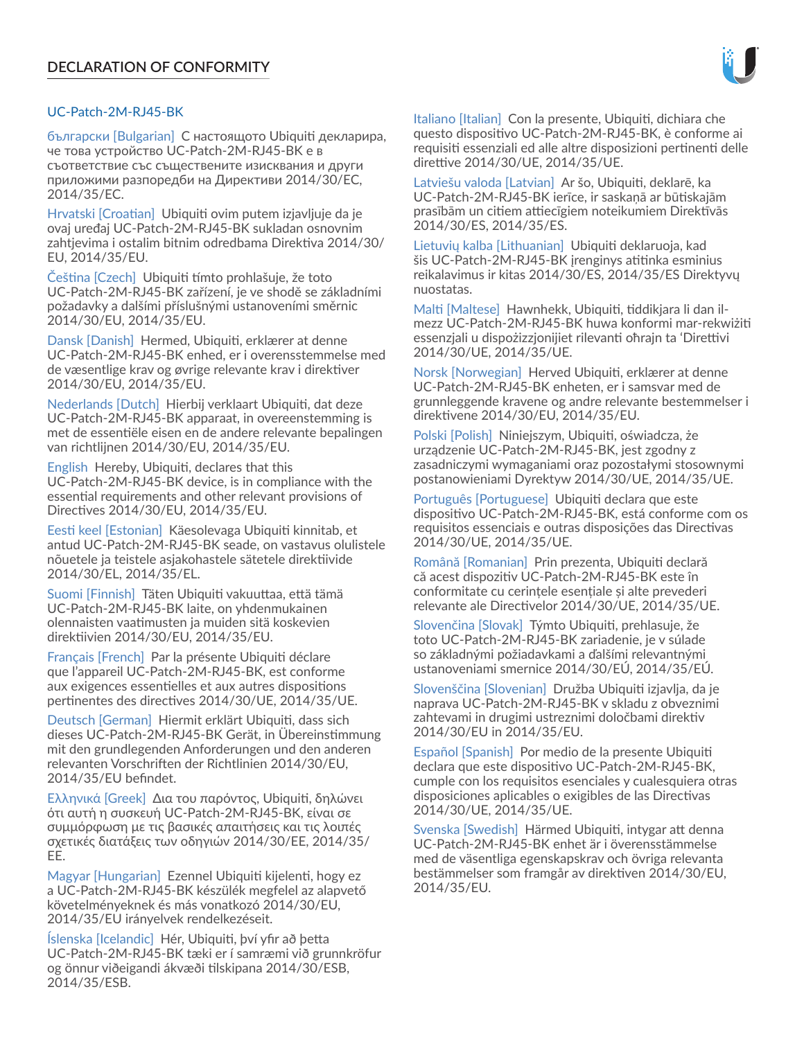# DECLARATION OF CONFORMITY

## UC-Patch-2M-RJ45-BK

български [Bulgarian] С настоящото Ubiquiti декларира, че това устройство UC-Patch-2M-RJ45-BK е в съответствие със съществените изисквания и други приложими разпоредби на Директиви 2014/30/ЕС, 2014/35/ЕС.

Hrvatski [Croatian] Ubiquiti ovim putem izjavljuje da je ovaj uređaj UC-Patch-2M-RJ45-BK sukladan osnovnim zahtjevima i ostalim bitnim odredbama Direktiva 2014/30/EU, 2014/35/EU.

Čeština [Czech] Ubiquiti tímto prohlašuje, že toto UC-Patch-2M-RJ45-BK zařízení, je ve shodě se základními požadavky a dalšími příslušnými ustanoveními směrnic 2014/30/EU, 2014/35/EU.

Dansk [Danish] Hermed, Ubiquiti, erklærer at denne UC-Patch-2M-RJ45-BK enhed, er i overensstemmelse med de væsentlige krav og øvrige relevante krav i direktiver 2014/30/EU, 2014/35/EU.

Nederlands [Dutch] Hierbij verklaart Ubiquiti, dat deze UC-Patch-2M-RJ45-BK apparaat, in overeenstemming is met de essentiële eisen en de andere relevante bepalingen van richtlijnen 2014/30/EU, 2014/35/EU.

English Hereby, Ubiquiti, declares that this UC-Patch-2M-RJ45-BK device, is in compliance with the essential requirements and other relevant provisions of Directives 2014/30/EU, 2014/35/EU.

Eesti keel [Estonian] Käesolevaga Ubiquiti kinnitab, et antud UC-Patch-2M-RJ45-BK seade, on vastavus olulistele nõuetele ja teistele asjakohastele sätetele direktiivide 2014/30/EL, 2014/35/EL.

Suomi [Finnish] Täten Ubiquiti vakuuttaa, että tämä UC-Patch-2M-RJ45-BK laite, on yhdenmukainen olennaisten vaatimusten ja muiden sitä koskevien direktiivien 2014/30/EU, 2014/35/EU.

Français [French] Par la présente Ubiquiti déclare que l'appareil UC-Patch-2M-RJ45-BK, est conforme aux exigences essentielles et aux autres dispositions pertinentes des directives 2014/30/UE, 2014/35/UE.

Deutsch [German] Hiermit erklärt Ubiquiti, dass sich dieses UC-Patch-2M-RJ45-BK Gerät, in Übereinstimmung mit den grundlegenden Anforderungen und den anderen relevanten Vorschriften der Richtlinien 2014/30/EU, 2014/35/EU befindet.

Ελληνικά [Greek] Δια του παρόντος, Ubiquiti, δηλώνει ότι αυτή η συσκευή UC-Patch-2M-RJ45-BK, είναι σε συμμόρφωση με τις βασικές απαιτήσεις και τις λοιπές σχετικές διατάξεις των οδηγιών 2014/30/EE, 2014/35/EE.

Magyar [Hungarian] Ezennel Ubiquiti kijelenti, hogy ez a UC-Patch-2M-RJ45-BK készülék megfelel az alapvető követelményeknek és más vonatkozó 2014/30/EU, 2014/35/EU irányelvek rendelkezéseit.

Íslenska [Icelandic] Hér, Ubiquiti, því yfir að þetta UC-Patch-2M-RJ45-BK tæki er í samræmi við grunnkröfur og önnur viðeigandi ákvæði tilskipana 2014/30/ESB, 2014/35/ESB.

Italiano [Italian] Con la presente, Ubiquiti, dichiara che questo dispositivo UC-Patch-2M-RJ45-BK, è conforme ai requisiti essenziali ed alle altre disposizioni pertinenti delle direttive 2014/30/UE, 2014/35/UE.

Latviešu valoda [Latvian] Ar šo, Ubiquiti, deklarē, ka UC-Patch-2M-RJ45-BK ierīce, ir saskaņā ar būtiskajām prasībām un citiem attiecīgiem noteikumiem Direktīvās 2014/30/ES, 2014/35/ES.

Lietuvių kalba [Lithuanian] Ubiquiti deklaruoja, kad šis UC-Patch-2M-RJ45-BK įrenginys atitinka esminius reikalavimus ir kitas 2014/30/ES, 2014/35/ES Direktyvų nuostatas.

Malti [Maltese] Hawnhekk, Ubiquiti, tiddikjara li dan il-mezz UC-Patch-2M-RJ45-BK huwa konformi mar-rekwiżiti essenzjali u dispożizzjonijiet rilevanti oħrajn ta 'Direttivi 2014/30/UE, 2014/35/UE.

Norsk [Norwegian] Herved Ubiquiti, erklærer at denne UC-Patch-2M-RJ45-BK enheten, er i samsvar med de grunnleggende kravene og andre relevante bestemmelser i direktivene 2014/30/EU, 2014/35/EU.

Polski [Polish] Niniejszym, Ubiquiti, oświadcza, że urządzenie UC-Patch-2M-RJ45-BK, jest zgodny z zasadniczymi wymaganiami oraz pozostałymi stosownymi postanowieniami Dyrektyw 2014/30/UE, 2014/35/UE.

Português [Portuguese] Ubiquiti declara que este dispositivo UC-Patch-2M-RJ45-BK, está conforme com os requisitos essenciais e outras disposições das Directivas 2014/30/UE, 2014/35/UE.

Română [Romanian] Prin prezenta, Ubiquiti declară că acest dispozitiv UC-Patch-2M-RJ45-BK este în conformitate cu cerințele esențiale și alte prevederi relevante ale Directivelor 2014/30/UE, 2014/35/UE.

Slovenčina [Slovak] Týmto Ubiquiti, prehlasuje, že toto UC-Patch-2M-RJ45-BK zariadenie, je v súlade so základnými požiadavkami a ďalšími relevantnými ustanoveniami smernice 2014/30/EÚ, 2014/35/EÚ.

Slovenščina [Slovenian] Družba Ubiquiti izjavlja, da je naprava UC-Patch-2M-RJ45-BK v skladu z obveznimi zahtevami in drugimi ustreznimi določbami direktiv 2014/30/EU in 2014/35/EU.

Español [Spanish] Por medio de la presente Ubiquiti declara que este dispositivo UC-Patch-2M-RJ45-BK, cumple con los requisitos esenciales y cualesquiera otras disposiciones aplicables o exigibles de las Directivas 2014/30/UE, 2014/35/UE.

Svenska [Swedish] Härmed Ubiquiti, intygar att denna UC-Patch-2M-RJ45-BK enhet är i överensstämmelse med de väsentliga egenskapskrav och övriga relevanta bestämmelser som framgår av direktiven 2014/30/EU, 2014/35/EU.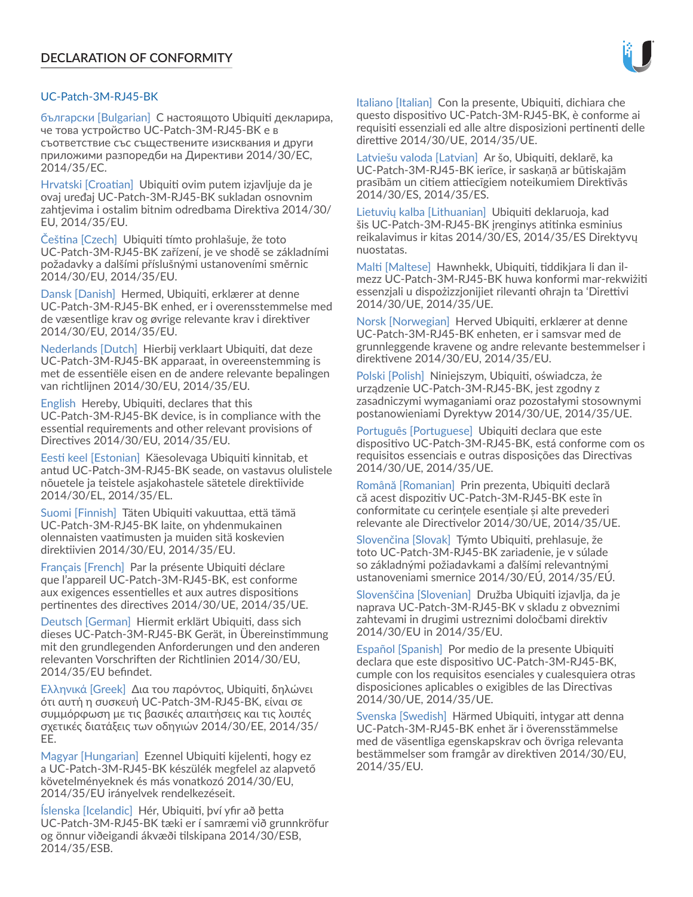# DECLARATION OF CONFORMITY

UC-Patch-3M-RJ45-BK

български [Bulgarian] С настоящото Ubiquiti декларира, че това устройство UC-Patch-3M-RJ45-BK е в съответствие със съществените изисквания и други приложими разпоредби на Директиви 2014/30/ЕС, 2014/35/ЕС.

Hrvatski [Croatian] Ubiquiti ovim putem izjavljuje da je ovaj uređaj UC-Patch-3M-RJ45-BK sukladan osnovnim zahtjevima i ostalim bitnim odredbama Direktiva 2014/30/EU, 2014/35/EU.

Čeština [Czech] Ubiquiti tímto prohlašuje, že toto UC-Patch-3M-RJ45-BK zařízení, je ve shodě se základními požadavky a dalšími příslušnými ustanoveními směrnic 2014/30/EU, 2014/35/EU.

Dansk [Danish] Hermed, Ubiquiti, erklærer at denne UC-Patch-3M-RJ45-BK enhed, er i overensstemmelse med de væsentlige krav og øvrige relevante krav i direktiver 2014/30/EU, 2014/35/EU.

Nederlands [Dutch] Hierbij verklaart Ubiquiti, dat deze UC-Patch-3M-RJ45-BK apparaat, in overeenstemming is met de essentiële eisen en de andere relevante bepalingen van richtlijnen 2014/30/EU, 2014/35/EU.

English Hereby, Ubiquiti, declares that this UC-Patch-3M-RJ45-BK device, is in compliance with the essential requirements and other relevant provisions of Directives 2014/30/EU, 2014/35/EU.

Eesti keel [Estonian] Käesolevaga Ubiquiti kinnitab, et antud UC-Patch-3M-RJ45-BK seade, on vastavus olulistele nõuetele ja teistele asjakohastele sätetele direktiivide 2014/30/EL, 2014/35/EL.

Suomi [Finnish] Täten Ubiquiti vakuuttaa, että tämä UC-Patch-3M-RJ45-BK laite, on yhdenmukainen olennaisten vaatimusten ja muiden sitä koskevien direktiivien 2014/30/EU, 2014/35/EU.

Français [French] Par la présente Ubiquiti déclare que l'appareil UC-Patch-3M-RJ45-BK, est conforme aux exigences essentielles et aux autres dispositions pertinentes des directives 2014/30/UE, 2014/35/UE.

Deutsch [German] Hiermit erklärt Ubiquiti, dass sich dieses UC-Patch-3M-RJ45-BK Gerät, in Übereinstimmung mit den grundlegenden Anforderungen und den anderen relevanten Vorschriften der Richtlinien 2014/30/EU, 2014/35/EU befindet.

Ελληνικά [Greek] Δια του παρόντος, Ubiquiti, δηλώνει ότι αυτή η συσκευή UC-Patch-3M-RJ45-BK, είναι σε συμμόρφωση με τις βασικές απαιτήσεις και τις λοιπές σχετικές διατάξεις των οδηγιών 2014/30/EE, 2014/35/EE.

Magyar [Hungarian] Ezennel Ubiquiti kijelenti, hogy ez a UC-Patch-3M-RJ45-BK készülék megfelel az alapvető követelményeknek és más vonatkozó 2014/30/EU, 2014/35/EU irányelvek rendelkezéseit.

Íslenska [Icelandic] Hér, Ubiquiti, því yfir að þetta UC-Patch-3M-RJ45-BK tæki er í samræmi við grunnkröfur og önnur viðeigandi ákvæði tilskipana 2014/30/ESB, 2014/35/ESB.

Italiano [Italian] Con la presente, Ubiquiti, dichiara che questo dispositivo UC-Patch-3M-RJ45-BK, è conforme ai requisiti essenziali ed alle altre disposizioni pertinenti delle direttive 2014/30/UE, 2014/35/UE.

Latviešu valoda [Latvian] Ar šo, Ubiquiti, deklarē, ka UC-Patch-3M-RJ45-BK ierīce, ir saskaņā ar būtiskajām prasībām un citiem attiecīgiem noteikumiem Direktīvās 2014/30/ES, 2014/35/ES.

Lietuvių kalba [Lithuanian] Ubiquiti deklaruoja, kad šis UC-Patch-3M-RJ45-BK įrenginys atitinka esminius reikalavimus ir kitas 2014/30/ES, 2014/35/ES Direktyvų nuostatas.

Malti [Maltese] Hawnhekk, Ubiquiti, tiddikjara li dan il-mezz UC-Patch-3M-RJ45-BK huwa konformi mar-rekwiżiti essenzjali u dispożizzjonijiet rilevanti oħrajn ta 'Direttivi 2014/30/UE, 2014/35/UE.

Norsk [Norwegian] Herved Ubiquiti, erklærer at denne UC-Patch-3M-RJ45-BK enheten, er i samsvar med de grunnleggende kravene og andre relevante bestemmelser i direktivene 2014/30/EU, 2014/35/EU.

Polski [Polish] Niniejszym, Ubiquiti, oświadcza, że urządzenie UC-Patch-3M-RJ45-BK, jest zgodny z zasadniczymi wymaganiami oraz pozostałymi stosownymi postanowieniami Dyrektyw 2014/30/UE, 2014/35/UE.

Português [Portuguese] Ubiquiti declara que este dispositivo UC-Patch-3M-RJ45-BK, está conforme com os requisitos essenciais e outras disposições das Directivas 2014/30/UE, 2014/35/UE.

Română [Romanian] Prin prezenta, Ubiquiti declară că acest dispozitiv UC-Patch-3M-RJ45-BK este în conformitate cu cerințele esențiale și alte prevederi relevante ale Directivelor 2014/30/UE, 2014/35/UE.

Slovenčina [Slovak] Týmto Ubiquiti, prehlasuje, že toto UC-Patch-3M-RJ45-BK zariadenie, je v súlade so základnými požiadavkami a ďalšími relevantnými ustanoveniami smernice 2014/30/EÚ, 2014/35/EÚ.

Slovenščina [Slovenian] Družba Ubiquiti izjavlja, da je naprava UC-Patch-3M-RJ45-BK v skladu z obveznimi zahtevami in drugimi ustreznimi določbami direktiv 2014/30/EU in 2014/35/EU.

Español [Spanish] Por medio de la presente Ubiquiti declara que este dispositivo UC-Patch-3M-RJ45-BK, cumple con los requisitos esenciales y cualesquiera otras disposiciones aplicables o exigibles de las Directivas 2014/30/UE, 2014/35/UE.

Svenska [Swedish] Härmed Ubiquiti, intygar att denna UC-Patch-3M-RJ45-BK enhet är i överensstämmelse med de väsentliga egenskapskrav och övriga relevanta bestämmelser som framgår av direktiven 2014/30/EU, 2014/35/EU.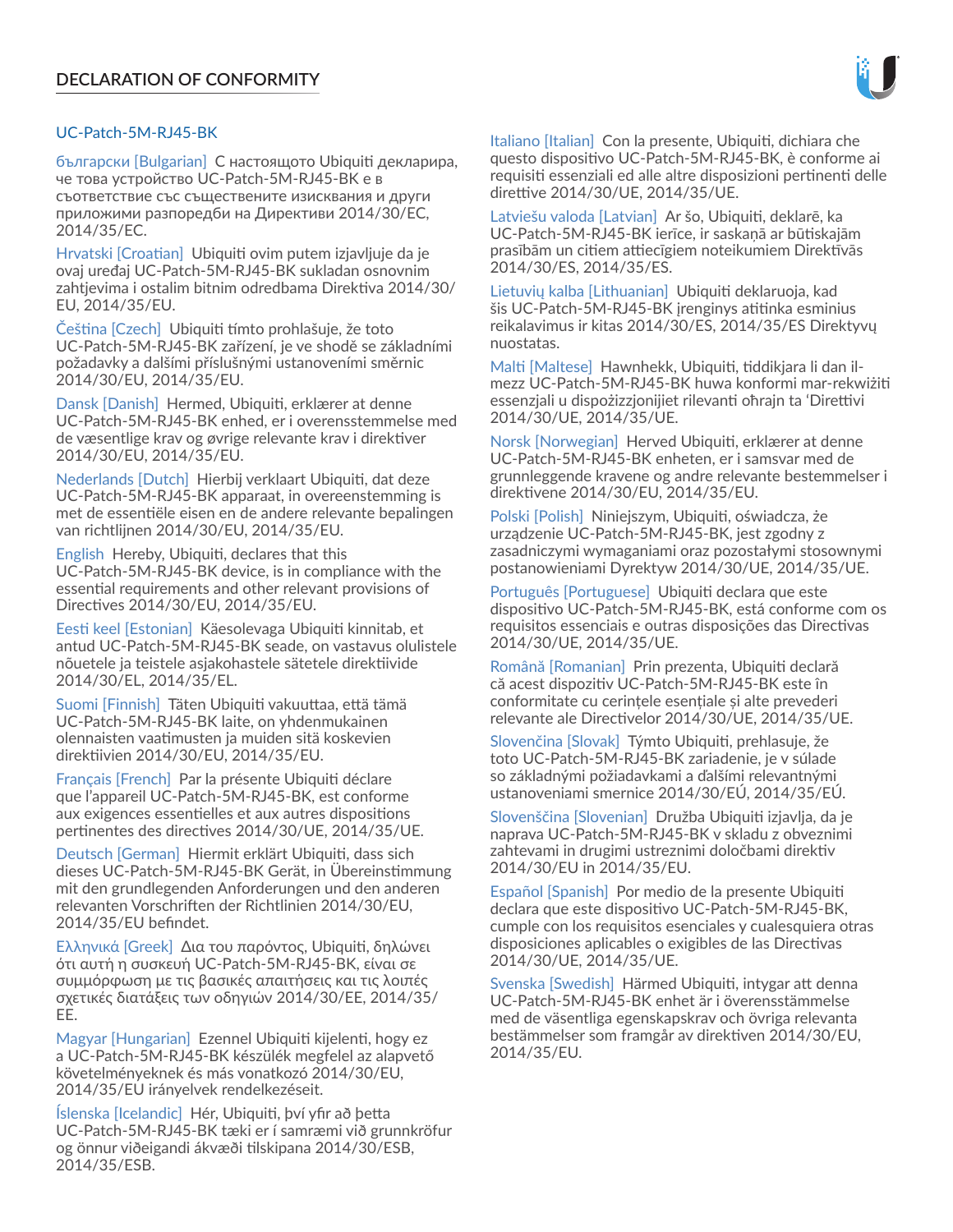## DECLARATION OF CONFORMITY

### UC-Patch-5M-RJ45-BK

български [Bulgarian] С настоящото Ubiquiti декларира, че това устройство UC-Patch-5M-RJ45-BK е в съответствие със съществените изисквания и други приложими разпоредби на Директиви 2014/30/ЕС, 2014/35/ЕС.

Hrvatski [Croatian] Ubiquiti ovim putem izjavljuje da je ovaj uređaj UC-Patch-5M-RJ45-BK sukladan osnovnim zahtjevima i ostalim bitnim odredbama Direktiva 2014/30/EU, 2014/35/EU.

Čeština [Czech] Ubiquiti tímto prohlašuje, že toto UC-Patch-5M-RJ45-BK zařízení, je ve shodě se základními požadavky a dalšími příslušnými ustanoveními směrnic 2014/30/EU, 2014/35/EU.

Dansk [Danish] Hermed, Ubiquiti, erklærer at denne UC-Patch-5M-RJ45-BK enhed, er i overensstemmelse med de væsentlige krav og øvrige relevante krav i direktiver 2014/30/EU, 2014/35/EU.

Nederlands [Dutch] Hierbij verklaart Ubiquiti, dat deze UC-Patch-5M-RJ45-BK apparaat, in overeenstemming is met de essentiële eisen en de andere relevante bepalingen van richtlijnen 2014/30/EU, 2014/35/EU.

English Hereby, Ubiquiti, declares that this UC-Patch-5M-RJ45-BK device, is in compliance with the essential requirements and other relevant provisions of Directives 2014/30/EU, 2014/35/EU.

Eesti keel [Estonian] Käesolevaga Ubiquiti kinnitab, et antud UC-Patch-5M-RJ45-BK seade, on vastavus olulistele nõuetele ja teistele asjakohastele sätetele direktiivide 2014/30/EL, 2014/35/EL.

Suomi [Finnish] Täten Ubiquiti vakuuttaa, että tämä UC-Patch-5M-RJ45-BK laite, on yhdenmukainen olennaisten vaatimusten ja muiden sitä koskevien direktiivien 2014/30/EU, 2014/35/EU.

Français [French] Par la présente Ubiquiti déclare que l'appareil UC-Patch-5M-RJ45-BK, est conforme aux exigences essentielles et aux autres dispositions pertinentes des directives 2014/30/UE, 2014/35/UE.

Deutsch [German] Hiermit erklärt Ubiquiti, dass sich dieses UC-Patch-5M-RJ45-BK Gerät, in Übereinstimmung mit den grundlegenden Anforderungen und den anderen relevanten Vorschriften der Richtlinien 2014/30/EU, 2014/35/EU befindet.

Ελληνικά [Greek] Δια του παρόντος, Ubiquiti, δηλώνει ότι αυτή η συσκευή UC-Patch-5M-RJ45-BK, είναι σε συμμόρφωση με τις βασικές απαιτήσεις και τις λοιπές σχετικές διατάξεις των οδηγιών 2014/30/EE, 2014/35/EE.

Magyar [Hungarian] Ezennel Ubiquiti kijelenti, hogy ez a UC-Patch-5M-RJ45-BK készülék megfelel az alapvető követelményeknek és más vonatkozó 2014/30/EU, 2014/35/EU irányelvek rendelkezéseit.

Íslenska [Icelandic] Hér, Ubiquiti, því yfir að þetta UC-Patch-5M-RJ45-BK tæki er í samræmi við grunnkröfur og önnur viðeigandi ákvæði tilskipana 2014/30/ESB, 2014/35/ESB.

Italiano [Italian] Con la presente, Ubiquiti, dichiara che questo dispositivo UC-Patch-5M-RJ45-BK, è conforme ai requisiti essenziali ed alle altre disposizioni pertinenti delle direttive 2014/30/UE, 2014/35/UE.

Latviešu valoda [Latvian] Ar šo, Ubiquiti, deklarē, ka UC-Patch-5M-RJ45-BK ierīce, ir saskaņā ar būtiskajām prasībām un citiem attiecīgiem noteikumiem Direktīvās 2014/30/ES, 2014/35/ES.

Lietuvių kalba [Lithuanian] Ubiquiti deklaruoja, kad šis UC-Patch-5M-RJ45-BK įrenginys atitinka esminius reikalavimus ir kitas 2014/30/ES, 2014/35/ES Direktyvų nuostatas.

Malti [Maltese] Hawnhekk, Ubiquiti, tiddikjara li dan il-mezz UC-Patch-5M-RJ45-BK huwa konformi mar-rekwiżiti essenzjali u dispożizzjonijiet rilevanti oħrajn ta 'Direttivi 2014/30/UE, 2014/35/UE.

Norsk [Norwegian] Herved Ubiquiti, erklærer at denne UC-Patch-5M-RJ45-BK enheten, er i samsvar med de grunnleggende kravene og andre relevante bestemmelser i direktivene 2014/30/EU, 2014/35/EU.

Polski [Polish] Niniejszym, Ubiquiti, oświadcza, że urządzenie UC-Patch-5M-RJ45-BK, jest zgodny z zasadniczymi wymaganiami oraz pozostałymi stosownymi postanowieniami Dyrektyw 2014/30/UE, 2014/35/UE.

Português [Portuguese] Ubiquiti declara que este dispositivo UC-Patch-5M-RJ45-BK, está conforme com os requisitos essenciais e outras disposições das Directivas 2014/30/UE, 2014/35/UE.

Română [Romanian] Prin prezenta, Ubiquiti declară că acest dispozitiv UC-Patch-5M-RJ45-BK este în conformitate cu cerințele esențiale și alte prevederi relevante ale Directivelor 2014/30/UE, 2014/35/UE.

Slovenčina [Slovak] Týmto Ubiquiti, prehlasuje, že toto UC-Patch-5M-RJ45-BK zariadenie, je v súlade so základnými požiadavkami a ďalšími relevantnými ustanoveniami smernice 2014/30/EÚ, 2014/35/EÚ.

Slovenščina [Slovenian] Družba Ubiquiti izjavlja, da je naprava UC-Patch-5M-RJ45-BK v skladu z obveznimi zahtevami in drugimi ustreznimi določbami direktiv 2014/30/EU in 2014/35/EU.

Español [Spanish] Por medio de la presente Ubiquiti declara que este dispositivo UC-Patch-5M-RJ45-BK, cumple con los requisitos esenciales y cualesquiera otras disposiciones aplicables o exigibles de las Directivas 2014/30/UE, 2014/35/UE.

Svenska [Swedish] Härmed Ubiquiti, intygar att denna UC-Patch-5M-RJ45-BK enhet är i överensstämmelse med de väsentliga egenskapskrav och övriga relevanta bestämmelser som framgår av direktiven 2014/30/EU, 2014/35/EU.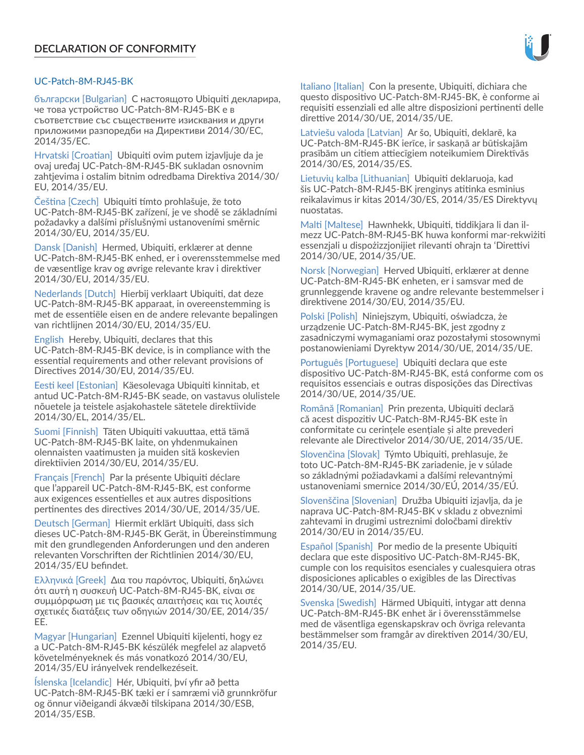# DECLARATION OF CONFORMITY

## UC-Patch-8M-RJ45-BK

български [Bulgarian] С настоящото Ubiquiti декларира, че това устройство UC-Patch-8M-RJ45-BK е в съответствие със съществените изисквания и други приложими разпоредби на Директиви 2014/30/ЕС, 2014/35/ЕС.

Hrvatski [Croatian] Ubiquiti ovim putem izjavljuje da je ovaj uređaj UC-Patch-8M-RJ45-BK sukladan osnovnim zahtjevima i ostalim bitnim odredbama Direktiva 2014/30/EU, 2014/35/EU.

Čeština [Czech] Ubiquiti tímto prohlašuje, že toto UC-Patch-8M-RJ45-BK zařízení, je ve shodě se základními požadavky a dalšími příslušnými ustanoveními směrnic 2014/30/EU, 2014/35/EU.

Dansk [Danish] Hermed, Ubiquiti, erklærer at denne UC-Patch-8M-RJ45-BK enhed, er i overensstemmelse med de væsentlige krav og øvrige relevante krav i direktiver 2014/30/EU, 2014/35/EU.

Nederlands [Dutch] Hierbij verklaart Ubiquiti, dat deze UC-Patch-8M-RJ45-BK apparaat, in overeenstemming is met de essentiële eisen en de andere relevante bepalingen van richtlijnen 2014/30/EU, 2014/35/EU.

English Hereby, Ubiquiti, declares that this UC-Patch-8M-RJ45-BK device, is in compliance with the essential requirements and other relevant provisions of Directives 2014/30/EU, 2014/35/EU.

Eesti keel [Estonian] Käesolevaga Ubiquiti kinnitab, et antud UC-Patch-8M-RJ45-BK seade, on vastavus olulistele nõuetele ja teistele asjakohastele sätetele direktiivide 2014/30/EL, 2014/35/EL.

Suomi [Finnish] Täten Ubiquiti vakuuttaa, että tämä UC-Patch-8M-RJ45-BK laite, on yhdenmukainen olennaisten vaatimusten ja muiden sitä koskevien direktiivien 2014/30/EU, 2014/35/EU.

Français [French] Par la présente Ubiquiti déclare que l'appareil UC-Patch-8M-RJ45-BK, est conforme aux exigences essentielles et aux autres dispositions pertinentes des directives 2014/30/UE, 2014/35/UE.

Deutsch [German] Hiermit erklärt Ubiquiti, dass sich dieses UC-Patch-8M-RJ45-BK Gerät, in Übereinstimmung mit den grundlegenden Anforderungen und den anderen relevanten Vorschriften der Richtlinien 2014/30/EU, 2014/35/EU befindet.

Ελληνικά [Greek] Δια του παρόντος, Ubiquiti, δηλώνει ότι αυτή η συσκευή UC-Patch-8M-RJ45-BK, είναι σε συμμόρφωση με τις βασικές απαιτήσεις και τις λοιπές σχετικές διατάξεις των οδηγιών 2014/30/EE, 2014/35/EE.

Magyar [Hungarian] Ezennel Ubiquiti kijelenti, hogy ez a UC-Patch-8M-RJ45-BK készülék megfelel az alapvető követelményeknek és más vonatkozó 2014/30/EU, 2014/35/EU irányelvek rendelkezéseit.

Íslenska [Icelandic] Hér, Ubiquiti, því yfir að þetta UC-Patch-8M-RJ45-BK tæki er í samræmi við grunnkröfur og önnur viðeigandi ákvæði tilskipana 2014/30/ESB, 2014/35/ESB.

Italiano [Italian] Con la presente, Ubiquiti, dichiara che questo dispositivo UC-Patch-8M-RJ45-BK, è conforme ai requisiti essenziali ed alle altre disposizioni pertinenti delle direttive 2014/30/UE, 2014/35/UE.

Latviešu valoda [Latvian] Ar šo, Ubiquiti, deklarē, ka UC-Patch-8M-RJ45-BK ierīce, ir saskaņā ar būtiskajām prasībām un citiem attiecīgiem noteikumiem Direktīvās 2014/30/ES, 2014/35/ES.

Lietuvių kalba [Lithuanian] Ubiquiti deklaruoja, kad šis UC-Patch-8M-RJ45-BK įrenginys atitinka esminius reikalavimus ir kitas 2014/30/ES, 2014/35/ES Direktyvų nuostatas.

Malti [Maltese] Hawnhekk, Ubiquiti, tiddikjara li dan il-mezz UC-Patch-8M-RJ45-BK huwa konformi mar-rekwiżiti essenzjali u dispożizzjonijiet rilevanti oħrajn ta 'Direttivi 2014/30/UE, 2014/35/UE.

Norsk [Norwegian] Herved Ubiquiti, erklærer at denne UC-Patch-8M-RJ45-BK enheten, er i samsvar med de grunnleggende kravene og andre relevante bestemmelser i direktivene 2014/30/EU, 2014/35/EU.

Polski [Polish] Niniejszym, Ubiquiti, oświadcza, że urządzenie UC-Patch-8M-RJ45-BK, jest zgodny z zasadniczymi wymaganiami oraz pozostałymi stosownymi postanowieniami Dyrektyw 2014/30/UE, 2014/35/UE.

Português [Portuguese] Ubiquiti declara que este dispositivo UC-Patch-8M-RJ45-BK, está conforme com os requisitos essenciais e outras disposições das Directivas 2014/30/UE, 2014/35/UE.

Română [Romanian] Prin prezenta, Ubiquiti declară că acest dispozitiv UC-Patch-8M-RJ45-BK este în conformitate cu cerințele esențiale și alte prevederi relevante ale Directivelor 2014/30/UE, 2014/35/UE.

Slovenčina [Slovak] Týmto Ubiquiti, prehlasuje, že toto UC-Patch-8M-RJ45-BK zariadenie, je v súlade so základnými požiadavkami a ďalšími relevantnými ustanoveniami smernice 2014/30/EÚ, 2014/35/EÚ.

Slovenščina [Slovenian] Družba Ubiquiti izjavlja, da je naprava UC-Patch-8M-RJ45-BK v skladu z obveznimi zahtevami in drugimi ustreznimi določbami direktiv 2014/30/EU in 2014/35/EU.

Español [Spanish] Por medio de la presente Ubiquiti declara que este dispositivo UC-Patch-8M-RJ45-BK, cumple con los requisitos esenciales y cualesquiera otras disposiciones aplicables o exigibles de las Directivas 2014/30/UE, 2014/35/UE.

Svenska [Swedish] Härmed Ubiquiti, intygar att denna UC-Patch-8M-RJ45-BK enhet är i överensstämmelse med de väsentliga egenskapskrav och övriga relevanta bestämmelser som framgår av direktiven 2014/30/EU, 2014/35/EU.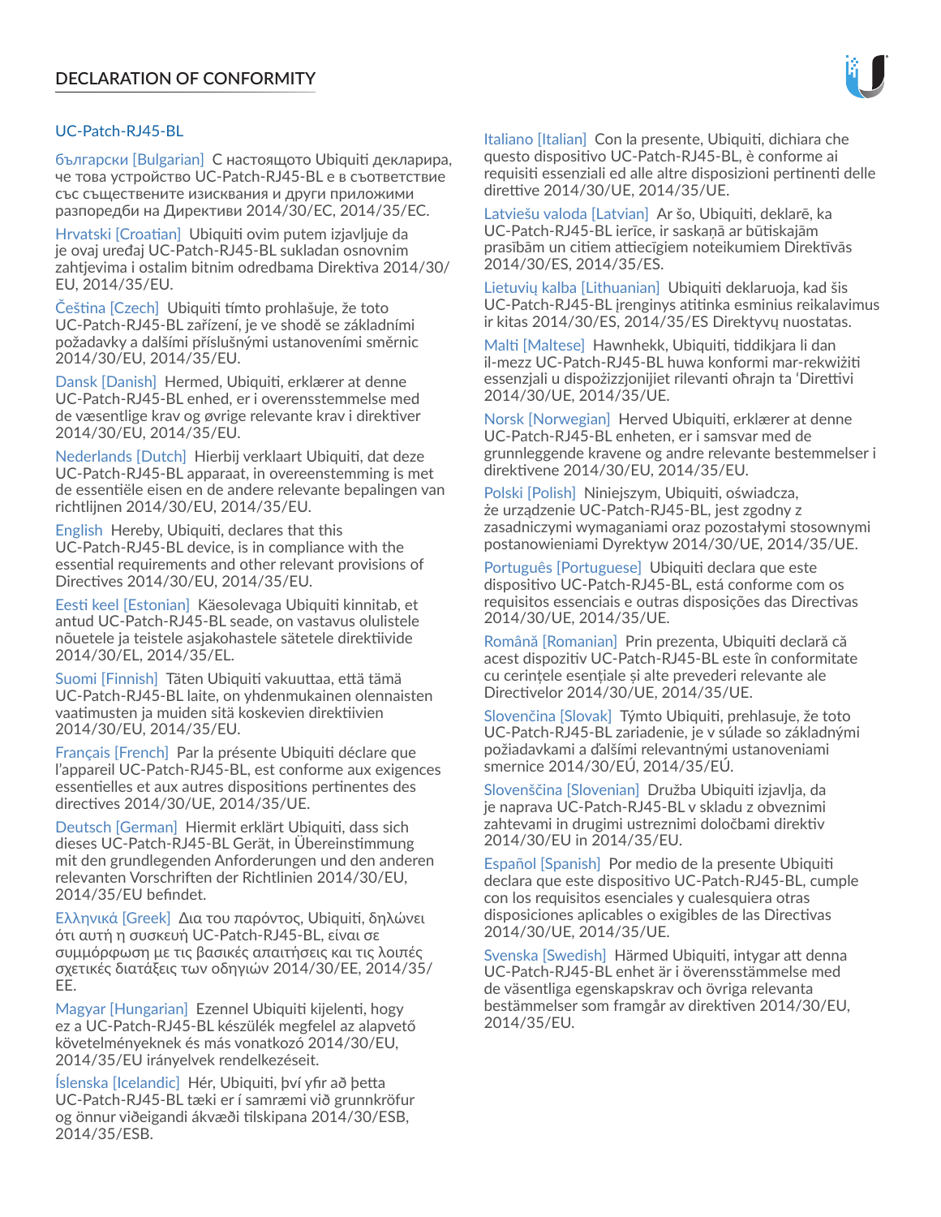## DECLARATION OF CONFORMITY

### UC-Patch-RJ45-BL

български [Bulgarian] С настоящото Ubiquiti декларира, че това устройство UC-Patch-RJ45-BL е в съответствие със съществените изисквания и други приложими разпоредби на Директиви 2014/30/ЕС, 2014/35/ЕС.

Hrvatski [Croatian] Ubiquiti ovim putem izjavljuje da je ovaj uređaj UC-Patch-RJ45-BL sukladan osnovnim zahtjevima i ostalim bitnim odredbama Direktiva 2014/30/EU, 2014/35/EU.

Čeština [Czech] Ubiquiti tímto prohlašuje, že toto UC-Patch-RJ45-BL zařízení, je ve shodě se základními požadavky a dalšími příslušnými ustanoveními směrnic 2014/30/EU, 2014/35/EU.

Dansk [Danish] Hermed, Ubiquiti, erklærer at denne UC-Patch-RJ45-BL enhed, er i overensstemmelse med de væsentlige krav og øvrige relevante krav i direktiver 2014/30/EU, 2014/35/EU.

Nederlands [Dutch] Hierbij verklaart Ubiquiti, dat deze UC-Patch-RJ45-BL apparaat, in overeenstemming is met de essentiële eisen en de andere relevante bepalingen van richtlijnen 2014/30/EU, 2014/35/EU.

English Hereby, Ubiquiti, declares that this UC-Patch-RJ45-BL device, is in compliance with the essential requirements and other relevant provisions of Directives 2014/30/EU, 2014/35/EU.

Eesti keel [Estonian] Käesolevaga Ubiquiti kinnitab, et antud UC-Patch-RJ45-BL seade, on vastavus olulistele nõuetele ja teistele asjakohastele sätetele direktiivide 2014/30/EL, 2014/35/EL.

Suomi [Finnish] Täten Ubiquiti vakuuttaa, että tämä UC-Patch-RJ45-BL laite, on yhdenmukainen olennaisten vaatimusten ja muiden sitä koskevien direktiivien 2014/30/EU, 2014/35/EU.

Français [French] Par la présente Ubiquiti déclare que l'appareil UC-Patch-RJ45-BL, est conforme aux exigences essentielles et aux autres dispositions pertinentes des directives 2014/30/UE, 2014/35/UE.

Deutsch [German] Hiermit erklärt Ubiquiti, dass sich dieses UC-Patch-RJ45-BL Gerät, in Übereinstimmung mit den grundlegenden Anforderungen und den anderen relevanten Vorschriften der Richtlinien 2014/30/EU, 2014/35/EU befindet.

Ελληνικά [Greek] Δια του παρόντος, Ubiquiti, δηλώνει ότι αυτή η συσκευή UC-Patch-RJ45-BL, είναι σε συμμόρφωση με τις βασικές απαιτήσεις και τις λοιπές σχετικές διατάξεις των οδηγιών 2014/30/EE, 2014/35/EE.

Magyar [Hungarian] Ezennel Ubiquiti kijelenti, hogy ez a UC-Patch-RJ45-BL készülék megfelel az alapvető követelményeknek és más vonatkozó 2014/30/EU, 2014/35/EU irányelvek rendelkezéseit.

Íslenska [Icelandic] Hér, Ubiquiti, því yfir að þetta UC-Patch-RJ45-BL tæki er í samræmi við grunnkröfur og önnur viðeigandi ákvæði tilskipana 2014/30/ESB, 2014/35/ESB.

Italiano [Italian] Con la presente, Ubiquiti, dichiara che questo dispositivo UC-Patch-RJ45-BL, è conforme ai requisiti essenziali ed alle altre disposizioni pertinenti delle direttive 2014/30/UE, 2014/35/UE.

Latviešu valoda [Latvian] Ar šo, Ubiquiti, deklarē, ka UC-Patch-RJ45-BL ierīce, ir saskaņā ar būtiskajām prasībām un citiem attiecīgiem noteikumiem Direktīvās 2014/30/ES, 2014/35/ES.

Lietuvių kalba [Lithuanian] Ubiquiti deklaruoja, kad šis UC-Patch-RJ45-BL įrenginys atitinka esminius reikalavimus ir kitas 2014/30/ES, 2014/35/ES Direktyvų nuostatas.

Malti [Maltese] Hawnhekk, Ubiquiti, tiddikjara li dan il-mezz UC-Patch-RJ45-BL huwa konformi mar-rekwiżiti essenzjali u dispożizzjonijiet rilevanti oħrajn ta 'Direttivi 2014/30/UE, 2014/35/UE.

Norsk [Norwegian] Herved Ubiquiti, erklærer at denne UC-Patch-RJ45-BL enheten, er i samsvar med de grunnleggende kravene og andre relevante bestemmelser i direktivene 2014/30/EU, 2014/35/EU.

Polski [Polish] Niniejszym, Ubiquiti, oświadcza, że urządzenie UC-Patch-RJ45-BL, jest zgodny z zasadniczymi wymaganiami oraz pozostałymi stosownymi postanowieniami Dyrektyw 2014/30/UE, 2014/35/UE.

Português [Portuguese] Ubiquiti declara que este dispositivo UC-Patch-RJ45-BL, está conforme com os requisitos essenciais e outras disposições das Directivas 2014/30/UE, 2014/35/UE.

Română [Romanian] Prin prezenta, Ubiquiti declară că acest dispozitiv UC-Patch-RJ45-BL este în conformitate cu cerințele esențiale și alte prevederi relevante ale Directivelor 2014/30/UE, 2014/35/UE.

Slovenčina [Slovak] Týmto Ubiquiti, prehlasuje, že toto UC-Patch-RJ45-BL zariadenie, je v súlade so základnými požiadavkami a ďalšími relevantnými ustanoveniami smernice 2014/30/EÚ, 2014/35/EÚ.

Slovenščina [Slovenian] Družba Ubiquiti izjavlja, da je naprava UC-Patch-RJ45-BL v skladu z obveznimi zahtevami in drugimi ustreznimi določbami direktiv 2014/30/EU in 2014/35/EU.

Español [Spanish] Por medio de la presente Ubiquiti declara que este dispositivo UC-Patch-RJ45-BL, cumple con los requisitos esenciales y cualesquiera otras disposiciones aplicables o exigibles de las Directivas 2014/30/UE, 2014/35/UE.

Svenska [Swedish] Härmed Ubiquiti, intygar att denna UC-Patch-RJ45-BL enhet är i överensstämmelse med de väsentliga egenskapskrav och övriga relevanta bestämmelser som framgår av direktiven 2014/30/EU, 2014/35/EU.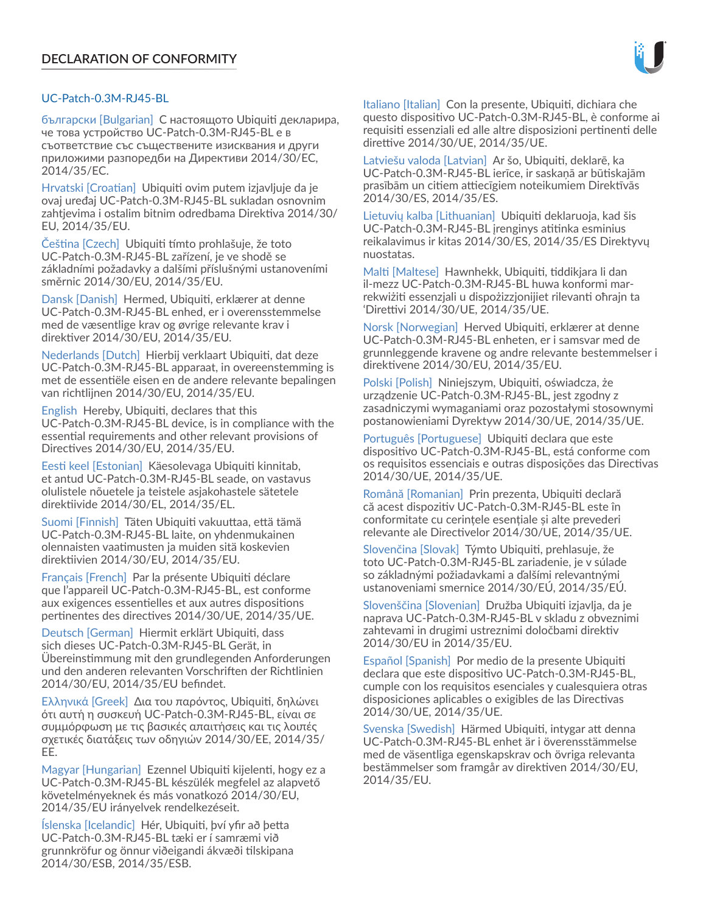## DECLARATION OF CONFORMITY

### UC-Patch-0.3M-RJ45-BL

български [Bulgarian] С настоящото Ubiquiti декларира, че това устройство UC-Patch-0.3M-RJ45-BL е в съответствие със съществените изисквания и други приложими разпоредби на Директиви 2014/30/ЕС, 2014/35/ЕС.

Hrvatski [Croatian] Ubiquiti ovim putem izjavljuje da je ovaj uređaj UC-Patch-0.3M-RJ45-BL sukladan osnovnim zahtjevima i ostalim bitnim odredbama Direktiva 2014/30/EU, 2014/35/EU.

Čeština [Czech] Ubiquiti tímto prohlašuje, že toto UC-Patch-0.3M-RJ45-BL zařízení, je ve shodě se základními požadavky a dalšími příslušnými ustanoveními směrnic 2014/30/EU, 2014/35/EU.

Dansk [Danish] Hermed, Ubiquiti, erklærer at denne UC-Patch-0.3M-RJ45-BL enhed, er i overensstemmelse med de væsentlige krav og øvrige relevante krav i direktiver 2014/30/EU, 2014/35/EU.

Nederlands [Dutch] Hierbij verklaart Ubiquiti, dat deze UC-Patch-0.3M-RJ45-BL apparaat, in overeenstemming is met de essentiële eisen en de andere relevante bepalingen van richtlijnen 2014/30/EU, 2014/35/EU.

English Hereby, Ubiquiti, declares that this UC-Patch-0.3M-RJ45-BL device, is in compliance with the essential requirements and other relevant provisions of Directives 2014/30/EU, 2014/35/EU.

Eesti keel [Estonian] Käesolevaga Ubiquiti kinnitab, et antud UC-Patch-0.3M-RJ45-BL seade, on vastavus olulistele nõuetele ja teistele asjakohastele sätetele direktiivide 2014/30/EL, 2014/35/EL.

Suomi [Finnish] Täten Ubiquiti vakuuttaa, että tämä UC-Patch-0.3M-RJ45-BL laite, on yhdenmukainen olennaisten vaatimusten ja muiden sitä koskevien direktiivien 2014/30/EU, 2014/35/EU.

Français [French] Par la présente Ubiquiti déclare que l'appareil UC-Patch-0.3M-RJ45-BL, est conforme aux exigences essentielles et aux autres dispositions pertinentes des directives 2014/30/UE, 2014/35/UE.

Deutsch [German] Hiermit erklärt Ubiquiti, dass sich dieses UC-Patch-0.3M-RJ45-BL Gerät, in Übereinstimmung mit den grundlegenden Anforderungen und den anderen relevanten Vorschriften der Richtlinien 2014/30/EU, 2014/35/EU befindet.

Ελληνικά [Greek] Δια του παρόντος, Ubiquiti, δηλώνει ότι αυτή η συσκευή UC-Patch-0.3M-RJ45-BL, είναι σε συμμόρφωση με τις βασικές απαιτήσεις και τις λοιπές σχετικές διατάξεις των οδηγιών 2014/30/EE, 2014/35/EE.

Magyar [Hungarian] Ezennel Ubiquiti kijelenti, hogy ez a UC-Patch-0.3M-RJ45-BL készülék megfelel az alapvető követelményeknek és más vonatkozó 2014/30/EU, 2014/35/EU irányelvek rendelkezéseit.

Íslenska [Icelandic] Hér, Ubiquiti, því yfir að þetta UC-Patch-0.3M-RJ45-BL tæki er í samræmi við grunnkröfur og önnur viðeigandi ákvæði tilskipana 2014/30/ESB, 2014/35/ESB.

Italiano [Italian] Con la presente, Ubiquiti, dichiara che questo dispositivo UC-Patch-0.3M-RJ45-BL, è conforme ai requisiti essenziali ed alle altre disposizioni pertinenti delle direttive 2014/30/UE, 2014/35/UE.

Latviešu valoda [Latvian] Ar šo, Ubiquiti, deklarē, ka UC-Patch-0.3M-RJ45-BL ierīce, ir saskaņā ar būtiskajām prasībām un citiem attiecīgiem noteikumiem Direktīvās 2014/30/ES, 2014/35/ES.

Lietuvių kalba [Lithuanian] Ubiquiti deklaruoja, kad šis UC-Patch-0.3M-RJ45-BL įrenginys atitinka esminius reikalavimus ir kitas 2014/30/ES, 2014/35/ES Direktyvų nuostatas.

Malti [Maltese] Hawnhekk, Ubiquiti, tiddikjara li dan il-mezz UC-Patch-0.3M-RJ45-BL huwa konformi mar-rekwiżiti essenzjali u dispożizzjonijiet rilevanti oħrajn ta 'Direttivi 2014/30/UE, 2014/35/UE.

Norsk [Norwegian] Herved Ubiquiti, erklærer at denne UC-Patch-0.3M-RJ45-BL enheten, er i samsvar med de grunnleggende kravene og andre relevante bestemmelser i direktivene 2014/30/EU, 2014/35/EU.

Polski [Polish] Niniejszym, Ubiquiti, oświadcza, że urządzenie UC-Patch-0.3M-RJ45-BL, jest zgodny z zasadniczymi wymaganiami oraz pozostałymi stosownymi postanowieniami Dyrektyw 2014/30/UE, 2014/35/UE.

Português [Portuguese] Ubiquiti declara que este dispositivo UC-Patch-0.3M-RJ45-BL, está conforme com os requisitos essenciais e outras disposições das Directivas 2014/30/UE, 2014/35/UE.

Română [Romanian] Prin prezenta, Ubiquiti declară că acest dispozitiv UC-Patch-0.3M-RJ45-BL este în conformitate cu cerințele esențiale și alte prevederi relevante ale Directivelor 2014/30/UE, 2014/35/UE.

Slovenčina [Slovak] Týmto Ubiquiti, prehlasuje, že toto UC-Patch-0.3M-RJ45-BL zariadenie, je v súlade so základnými požiadavkami a ďalšími relevantnými ustanoveniami smernice 2014/30/EÚ, 2014/35/EÚ.

Slovenščina [Slovenian] Družba Ubiquiti izjavlja, da je naprava UC-Patch-0.3M-RJ45-BL v skladu z obveznimi zahtevami in drugimi ustreznimi določbami direktiv 2014/30/EU in 2014/35/EU.

Español [Spanish] Por medio de la presente Ubiquiti declara que este dispositivo UC-Patch-0.3M-RJ45-BL, cumple con los requisitos esenciales y cualesquiera otras disposiciones aplicables o exigibles de las Directivas 2014/30/UE, 2014/35/UE.

Svenska [Swedish] Härmed Ubiquiti, intygar att denna UC-Patch-0.3M-RJ45-BL enhet är i överensstämmelse med de väsentliga egenskapskrav och övriga relevanta bestämmelser som framgår av direktiven 2014/30/EU, 2014/35/EU.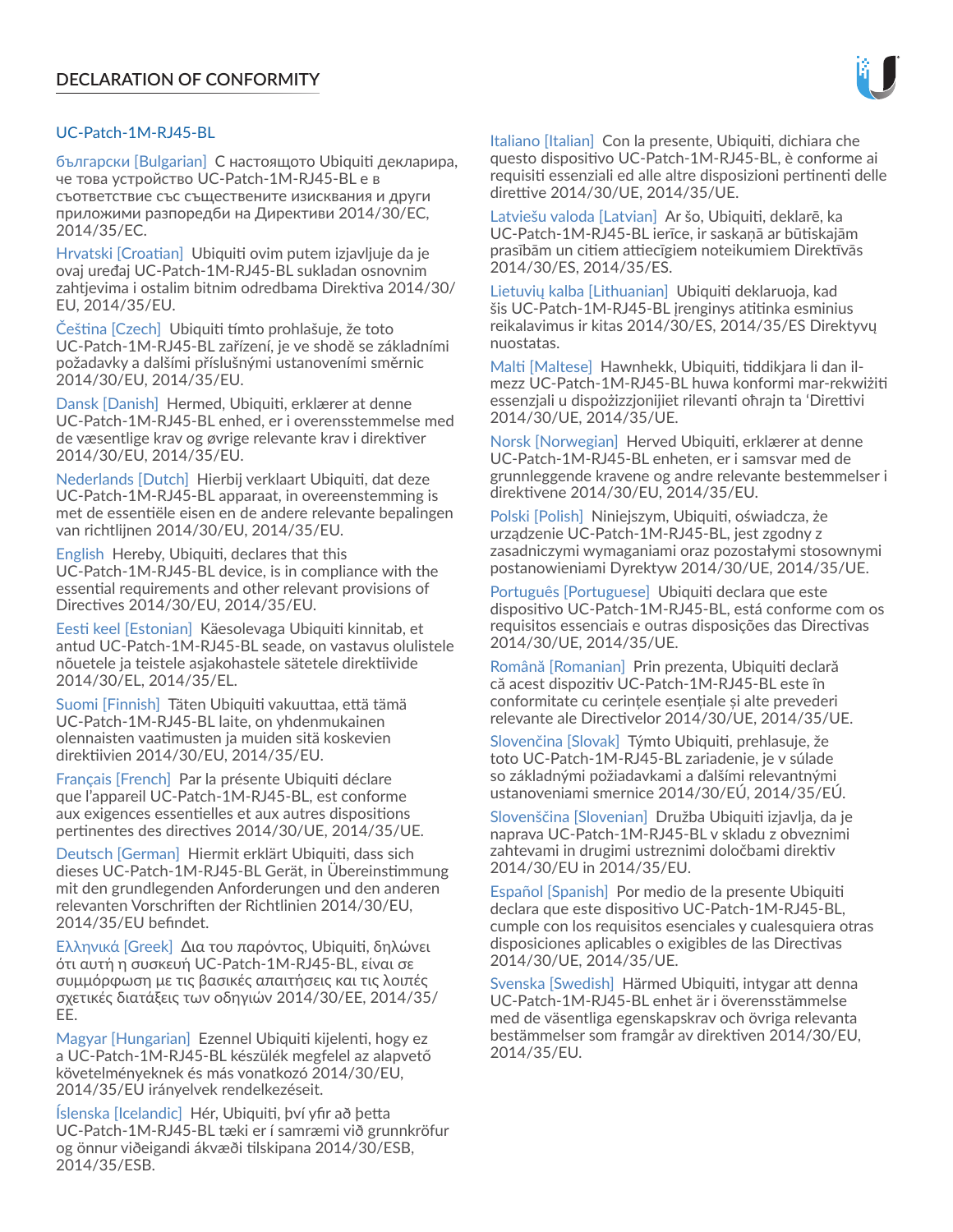## DECLARATION OF CONFORMITY

UC-Patch-1M-RJ45-BL

български [Bulgarian] С настоящото Ubiquiti декларира, че това устройство UC-Patch-1M-RJ45-BL е в съответствие със съществените изисквания и други приложими разпоредби на Директиви 2014/30/ЕС, 2014/35/ЕС.

Hrvatski [Croatian] Ubiquiti ovim putem izjavljuje da je ovaj uređaj UC-Patch-1M-RJ45-BL sukladan osnovnim zahtjevima i ostalim bitnim odredbama Direktiva 2014/30/EU, 2014/35/EU.

Čeština [Czech] Ubiquiti tímto prohlašuje, že toto UC-Patch-1M-RJ45-BL zařízení, je ve shodě se základními požadavky a dalšími příslušnými ustanoveními směrnic 2014/30/EU, 2014/35/EU.

Dansk [Danish] Hermed, Ubiquiti, erklærer at denne UC-Patch-1M-RJ45-BL enhed, er i overensstemmelse med de væsentlige krav og øvrige relevante krav i direktiver 2014/30/EU, 2014/35/EU.

Nederlands [Dutch] Hierbij verklaart Ubiquiti, dat deze UC-Patch-1M-RJ45-BL apparaat, in overeenstemming is met de essentiële eisen en de andere relevante bepalingen van richtlijnen 2014/30/EU, 2014/35/EU.

English Hereby, Ubiquiti, declares that this UC-Patch-1M-RJ45-BL device, is in compliance with the essential requirements and other relevant provisions of Directives 2014/30/EU, 2014/35/EU.

Eesti keel [Estonian] Käesolevaga Ubiquiti kinnitab, et antud UC-Patch-1M-RJ45-BL seade, on vastavus olulistele nõuetele ja teistele asjakohastele sätetele direktiivide 2014/30/EL, 2014/35/EL.

Suomi [Finnish] Täten Ubiquiti vakuuttaa, että tämä UC-Patch-1M-RJ45-BL laite, on yhdenmukainen olennaisten vaatimusten ja muiden sitä koskevien direktiivien 2014/30/EU, 2014/35/EU.

Français [French] Par la présente Ubiquiti déclare que l'appareil UC-Patch-1M-RJ45-BL, est conforme aux exigences essentielles et aux autres dispositions pertinentes des directives 2014/30/UE, 2014/35/UE.

Deutsch [German] Hiermit erklärt Ubiquiti, dass sich dieses UC-Patch-1M-RJ45-BL Gerät, in Übereinstimmung mit den grundlegenden Anforderungen und den anderen relevanten Vorschriften der Richtlinien 2014/30/EU, 2014/35/EU befindet.

Ελληνικά [Greek] Δια του παρόντος, Ubiquiti, δηλώνει ότι αυτή η συσκευή UC-Patch-1M-RJ45-BL, είναι σε συμμόρφωση με τις βασικές απαιτήσεις και τις λοιπές σχετικές διατάξεις των οδηγιών 2014/30/EE, 2014/35/EE.

Magyar [Hungarian] Ezennel Ubiquiti kijelenti, hogy ez a UC-Patch-1M-RJ45-BL készülék megfelel az alapvető követelményeknek és más vonatkozó 2014/30/EU, 2014/35/EU irányelvek rendelkezéseit.

Íslenska [Icelandic] Hér, Ubiquiti, því yfir að þetta UC-Patch-1M-RJ45-BL tæki er í samræmi við grunnkröfur og önnur viðeigandi ákvæði tilskipana 2014/30/ESB, 2014/35/ESB.

Italiano [Italian] Con la presente, Ubiquiti, dichiara che questo dispositivo UC-Patch-1M-RJ45-BL, è conforme ai requisiti essenziali ed alle altre disposizioni pertinenti delle direttive 2014/30/UE, 2014/35/UE.

Latviešu valoda [Latvian] Ar šo, Ubiquiti, deklarē, ka UC-Patch-1M-RJ45-BL ierīce, ir saskaņā ar būtiskajām prasībām un citiem attiecīgiem noteikumiem Direktīvās 2014/30/ES, 2014/35/ES.

Lietuvių kalba [Lithuanian] Ubiquiti deklaruoja, kad šis UC-Patch-1M-RJ45-BL įrenginys atitinka esminius reikalavimus ir kitas 2014/30/ES, 2014/35/ES Direktyvų nuostatas.

Malti [Maltese] Hawnhekk, Ubiquiti, tiddikjara li dan il-mezz UC-Patch-1M-RJ45-BL huwa konformi mar-rekwiżiti essenzjali u dispożizzjonijiet rilevanti oħrajn ta 'Direttivi 2014/30/UE, 2014/35/UE.

Norsk [Norwegian] Herved Ubiquiti, erklærer at denne UC-Patch-1M-RJ45-BL enheten, er i samsvar med de grunnleggende kravene og andre relevante bestemmelser i direktivene 2014/30/EU, 2014/35/EU.

Polski [Polish] Niniejszym, Ubiquiti, oświadcza, że urządzenie UC-Patch-1M-RJ45-BL, jest zgodny z zasadniczymi wymaganiami oraz pozostałymi stosownymi postanowieniami Dyrektyw 2014/30/UE, 2014/35/UE.

Português [Portuguese] Ubiquiti declara que este dispositivo UC-Patch-1M-RJ45-BL, está conforme com os requisitos essenciais e outras disposições das Directivas 2014/30/UE, 2014/35/UE.

Română [Romanian] Prin prezenta, Ubiquiti declară că acest dispozitiv UC-Patch-1M-RJ45-BL este în conformitate cu cerințele esențiale și alte prevederi relevante ale Directivelor 2014/30/UE, 2014/35/UE.

Slovenčina [Slovak] Týmto Ubiquiti, prehlasuje, že toto UC-Patch-1M-RJ45-BL zariadenie, je v súlade so základnými požiadavkami a ďalšími relevantnými ustanoveniami smernice 2014/30/EÚ, 2014/35/EÚ.

Slovenščina [Slovenian] Družba Ubiquiti izjavlja, da je naprava UC-Patch-1M-RJ45-BL v skladu z obveznimi zahtevami in drugimi ustreznimi določbami direktiv 2014/30/EU in 2014/35/EU.

Español [Spanish] Por medio de la presente Ubiquiti declara que este dispositivo UC-Patch-1M-RJ45-BL, cumple con los requisitos esenciales y cualesquiera otras disposiciones aplicables o exigibles de las Directivas 2014/30/UE, 2014/35/UE.

Svenska [Swedish] Härmed Ubiquiti, intygar att denna UC-Patch-1M-RJ45-BL enhet är i överensstämmelse med de väsentliga egenskapskrav och övriga relevanta bestämmelser som framgår av direktiven 2014/30/EU, 2014/35/EU.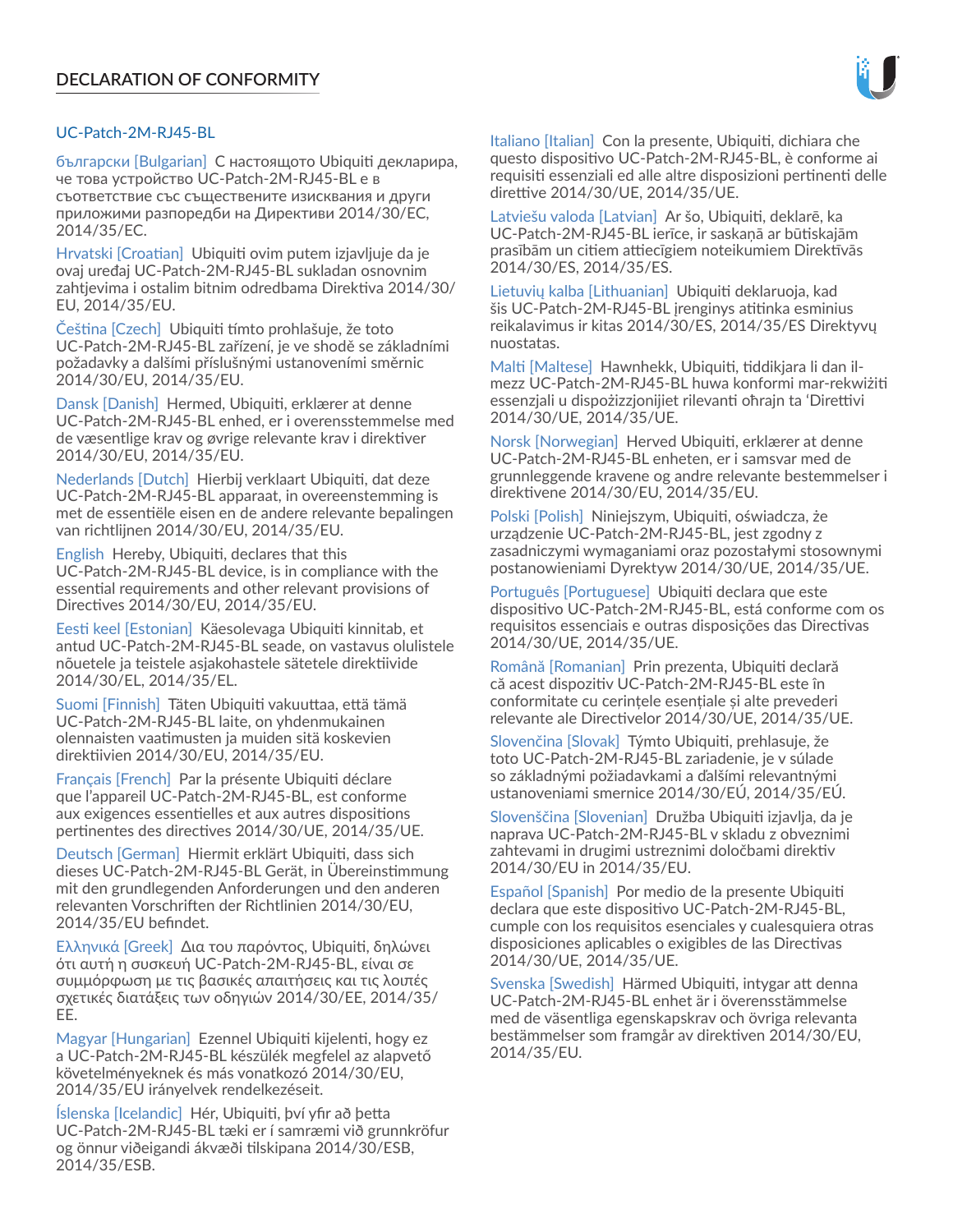# DECLARATION OF CONFORMITY

UC-Patch-2M-RJ45-BL

български [Bulgarian] С настоящото Ubiquiti декларира, че това устройство UC-Patch-2M-RJ45-BL е в съответствие със съществените изисквания и други приложими разпоредби на Директиви 2014/30/ЕС, 2014/35/ЕС.

Hrvatski [Croatian] Ubiquiti ovim putem izjavljuje da je ovaj uređaj UC-Patch-2M-RJ45-BL sukladan osnovnim zahtjevima i ostalim bitnim odredbama Direktiva 2014/30/EU, 2014/35/EU.

Čeština [Czech] Ubiquiti tímto prohlašuje, že toto UC-Patch-2M-RJ45-BL zařízení, je ve shodě se základními požadavky a dalšími příslušnými ustanoveními směrnic 2014/30/EU, 2014/35/EU.

Dansk [Danish] Hermed, Ubiquiti, erklærer at denne UC-Patch-2M-RJ45-BL enhed, er i overensstemmelse med de væsentlige krav og øvrige relevante krav i direktiver 2014/30/EU, 2014/35/EU.

Nederlands [Dutch] Hierbij verklaart Ubiquiti, dat deze UC-Patch-2M-RJ45-BL apparaat, in overeenstemming is met de essentiële eisen en de andere relevante bepalingen van richtlijnen 2014/30/EU, 2014/35/EU.

English Hereby, Ubiquiti, declares that this UC-Patch-2M-RJ45-BL device, is in compliance with the essential requirements and other relevant provisions of Directives 2014/30/EU, 2014/35/EU.

Eesti keel [Estonian] Käesolevaga Ubiquiti kinnitab, et antud UC-Patch-2M-RJ45-BL seade, on vastavus olulistele nõuetele ja teistele asjakohastele sätetele direktiivide 2014/30/EL, 2014/35/EL.

Suomi [Finnish] Täten Ubiquiti vakuuttaa, että tämä UC-Patch-2M-RJ45-BL laite, on yhdenmukainen olennaisten vaatimusten ja muiden sitä koskevien direktiivien 2014/30/EU, 2014/35/EU.

Français [French] Par la présente Ubiquiti déclare que l'appareil UC-Patch-2M-RJ45-BL, est conforme aux exigences essentielles et aux autres dispositions pertinentes des directives 2014/30/UE, 2014/35/UE.

Deutsch [German] Hiermit erklärt Ubiquiti, dass sich dieses UC-Patch-2M-RJ45-BL Gerät, in Übereinstimmung mit den grundlegenden Anforderungen und den anderen relevanten Vorschriften der Richtlinien 2014/30/EU, 2014/35/EU befindet.

Ελληνικά [Greek] Δια του παρόντος, Ubiquiti, δηλώνει ότι αυτή η συσκευή UC-Patch-2M-RJ45-BL, είναι σε συμμόρφωση με τις βασικές απαιτήσεις και τις λοιπές σχετικές διατάξεις των οδηγιών 2014/30/EE, 2014/35/EE.

Magyar [Hungarian] Ezennel Ubiquiti kijelenti, hogy ez a UC-Patch-2M-RJ45-BL készülék megfelel az alapvető követelményeknek és más vonatkozó 2014/30/EU, 2014/35/EU irányelvek rendelkezéseit.

Íslenska [Icelandic] Hér, Ubiquiti, því yfir að þetta UC-Patch-2M-RJ45-BL tæki er í samræmi við grunnkröfur og önnur viðeigandi ákvæði tilskipana 2014/30/ESB, 2014/35/ESB.

Italiano [Italian] Con la presente, Ubiquiti, dichiara che questo dispositivo UC-Patch-2M-RJ45-BL, è conforme ai requisiti essenziali ed alle altre disposizioni pertinenti delle direttive 2014/30/UE, 2014/35/UE.

Latviešu valoda [Latvian] Ar šo, Ubiquiti, deklarē, ka UC-Patch-2M-RJ45-BL ierīce, ir saskaņā ar būtiskajām prasībām un citiem attiecīgiem noteikumiem Direktīvās 2014/30/ES, 2014/35/ES.

Lietuvių kalba [Lithuanian] Ubiquiti deklaruoja, kad šis UC-Patch-2M-RJ45-BL įrenginys atitinka esminius reikalavimus ir kitas 2014/30/ES, 2014/35/ES Direktyvų nuostatas.

Malti [Maltese] Hawnhekk, Ubiquiti, tiddikjara li dan il-mezz UC-Patch-2M-RJ45-BL huwa konformi mar-rekwiżiti essenzjali u dispożizzjonijiet rilevanti oħrajn ta 'Direttivi 2014/30/UE, 2014/35/UE.

Norsk [Norwegian] Herved Ubiquiti, erklærer at denne UC-Patch-2M-RJ45-BL enheten, er i samsvar med de grunnleggende kravene og andre relevante bestemmelser i direktivene 2014/30/EU, 2014/35/EU.

Polski [Polish] Niniejszym, Ubiquiti, oświadcza, że urządzenie UC-Patch-2M-RJ45-BL, jest zgodny z zasadniczymi wymaganiami oraz pozostałymi stosownymi postanowieniami Dyrektyw 2014/30/UE, 2014/35/UE.

Português [Portuguese] Ubiquiti declara que este dispositivo UC-Patch-2M-RJ45-BL, está conforme com os requisitos essenciais e outras disposições das Directivas 2014/30/UE, 2014/35/UE.

Română [Romanian] Prin prezenta, Ubiquiti declară că acest dispozitiv UC-Patch-2M-RJ45-BL este în conformitate cu cerințele esențiale și alte prevederi relevante ale Directivelor 2014/30/UE, 2014/35/UE.

Slovenčina [Slovak] Týmto Ubiquiti, prehlasuje, že toto UC-Patch-2M-RJ45-BL zariadenie, je v súlade so základnými požiadavkami a ďalšími relevantnými ustanoveniami smernice 2014/30/EÚ, 2014/35/EÚ.

Slovenščina [Slovenian] Družba Ubiquiti izjavlja, da je naprava UC-Patch-2M-RJ45-BL v skladu z obveznimi zahtevami in drugimi ustreznimi določbami direktiv 2014/30/EU in 2014/35/EU.

Español [Spanish] Por medio de la presente Ubiquiti declara que este dispositivo UC-Patch-2M-RJ45-BL, cumple con los requisitos esenciales y cualesquiera otras disposiciones aplicables o exigibles de las Directivas 2014/30/UE, 2014/35/UE.

Svenska [Swedish] Härmed Ubiquiti, intygar att denna UC-Patch-2M-RJ45-BL enhet är i överensstämmelse med de väsentliga egenskapskrav och övriga relevanta bestämmelser som framgår av direktiven 2014/30/EU, 2014/35/EU.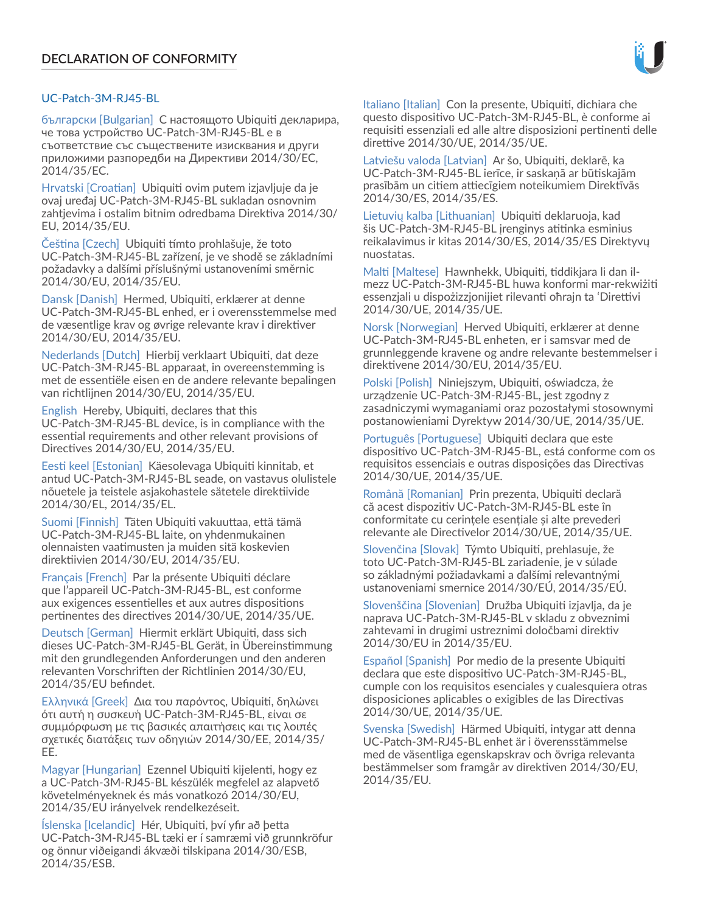## DECLARATION OF CONFORMITY

### UC-Patch-3M-RJ45-BL

български [Bulgarian] С настоящото Ubiquiti декларира, че това устройство UC-Patch-3M-RJ45-BL е в съответствие със съществените изисквания и други приложими разпоредби на Директиви 2014/30/ЕС, 2014/35/ЕС.

Hrvatski [Croatian] Ubiquiti ovim putem izjavljuje da je ovaj uređaj UC-Patch-3M-RJ45-BL sukladan osnovnim zahtjevima i ostalim bitnim odredbama Direktiva 2014/30/EU, 2014/35/EU.

Čeština [Czech] Ubiquiti tímto prohlašuje, že toto UC-Patch-3M-RJ45-BL zařízení, je ve shodě se základními požadavky a dalšími příslušnými ustanoveními směrnic 2014/30/EU, 2014/35/EU.

Dansk [Danish] Hermed, Ubiquiti, erklærer at denne UC-Patch-3M-RJ45-BL enhed, er i overensstemmelse med de væsentlige krav og øvrige relevante krav i direktiver 2014/30/EU, 2014/35/EU.

Nederlands [Dutch] Hierbij verklaart Ubiquiti, dat deze UC-Patch-3M-RJ45-BL apparaat, in overeenstemming is met de essentiële eisen en de andere relevante bepalingen van richtlijnen 2014/30/EU, 2014/35/EU.

English Hereby, Ubiquiti, declares that this UC-Patch-3M-RJ45-BL device, is in compliance with the essential requirements and other relevant provisions of Directives 2014/30/EU, 2014/35/EU.

Eesti keel [Estonian] Käesolevaga Ubiquiti kinnitab, et antud UC-Patch-3M-RJ45-BL seade, on vastavus olulistele nõuetele ja teistele asjakohastele sätetele direktiivide 2014/30/EL, 2014/35/EL.

Suomi [Finnish] Täten Ubiquiti vakuuttaa, että tämä UC-Patch-3M-RJ45-BL laite, on yhdenmukainen olennaisten vaatimusten ja muiden sitä koskevien direktiivien 2014/30/EU, 2014/35/EU.

Français [French] Par la présente Ubiquiti déclare que l'appareil UC-Patch-3M-RJ45-BL, est conforme aux exigences essentielles et aux autres dispositions pertinentes des directives 2014/30/UE, 2014/35/UE.

Deutsch [German] Hiermit erklärt Ubiquiti, dass sich dieses UC-Patch-3M-RJ45-BL Gerät, in Übereinstimmung mit den grundlegenden Anforderungen und den anderen relevanten Vorschriften der Richtlinien 2014/30/EU, 2014/35/EU befindet.

Ελληνικά [Greek] Δια του παρόντος, Ubiquiti, δηλώνει ότι αυτή η συσκευή UC-Patch-3M-RJ45-BL, είναι σε συμμόρφωση με τις βασικές απαιτήσεις και τις λοιπές σχετικές διατάξεις των οδηγιών 2014/30/EE, 2014/35/EE.

Magyar [Hungarian] Ezennel Ubiquiti kijelenti, hogy ez a UC-Patch-3M-RJ45-BL készülék megfelel az alapvető követelményeknek és más vonatkozó 2014/30/EU, 2014/35/EU irányelvek rendelkezéseit.

Íslenska [Icelandic] Hér, Ubiquiti, því yfir að þetta UC-Patch-3M-RJ45-BL tæki er í samræmi við grunnkröfur og önnur viðeigandi ákvæði tilskipana 2014/30/ESB, 2014/35/ESB.

Italiano [Italian] Con la presente, Ubiquiti, dichiara che questo dispositivo UC-Patch-3M-RJ45-BL, è conforme ai requisiti essenziali ed alle altre disposizioni pertinenti delle direttive 2014/30/UE, 2014/35/UE.

Latviešu valoda [Latvian] Ar šo, Ubiquiti, deklarē, ka UC-Patch-3M-RJ45-BL ierīce, ir saskaņā ar būtiskajām prasībām un citiem attiecīgiem noteikumiem Direktīvās 2014/30/ES, 2014/35/ES.

Lietuvių kalba [Lithuanian] Ubiquiti deklaruoja, kad šis UC-Patch-3M-RJ45-BL įrenginys atitinka esminius reikalavimus ir kitas 2014/30/ES, 2014/35/ES Direktyvų nuostatas.

Malti [Maltese] Hawnhekk, Ubiquiti, tiddikjara li dan il-mezz UC-Patch-3M-RJ45-BL huwa konformi mar-rekwiżiti essenzjali u dispożizzjonijiet rilevanti oħrajn ta 'Direttivi 2014/30/UE, 2014/35/UE.

Norsk [Norwegian] Herved Ubiquiti, erklærer at denne UC-Patch-3M-RJ45-BL enheten, er i samsvar med de grunnleggende kravene og andre relevante bestemmelser i direktivene 2014/30/EU, 2014/35/EU.

Polski [Polish] Niniejszym, Ubiquiti, oświadcza, że urządzenie UC-Patch-3M-RJ45-BL, jest zgodny z zasadniczymi wymaganiami oraz pozostałymi stosownymi postanowieniami Dyrektyw 2014/30/UE, 2014/35/UE.

Português [Portuguese] Ubiquiti declara que este dispositivo UC-Patch-3M-RJ45-BL, está conforme com os requisitos essenciais e outras disposições das Directivas 2014/30/UE, 2014/35/UE.

Română [Romanian] Prin prezenta, Ubiquiti declară că acest dispozitiv UC-Patch-3M-RJ45-BL este în conformitate cu cerințele esențiale și alte prevederi relevante ale Directivelor 2014/30/UE, 2014/35/UE.

Slovenčina [Slovak] Týmto Ubiquiti, prehlasuje, že toto UC-Patch-3M-RJ45-BL zariadenie, je v súlade so základnými požiadavkami a ďalšími relevantnými ustanoveniami smernice 2014/30/EÚ, 2014/35/EÚ.

Slovenščina [Slovenian] Družba Ubiquiti izjavlja, da je naprava UC-Patch-3M-RJ45-BL v skladu z obveznimi zahtevami in drugimi ustreznimi določbami direktiv 2014/30/EU in 2014/35/EU.

Español [Spanish] Por medio de la presente Ubiquiti declara que este dispositivo UC-Patch-3M-RJ45-BL, cumple con los requisitos esenciales y cualesquiera otras disposiciones aplicables o exigibles de las Directivas 2014/30/UE, 2014/35/UE.

Svenska [Swedish] Härmed Ubiquiti, intygar att denna UC-Patch-3M-RJ45-BL enhet är i överensstämmelse med de väsentliga egenskapskrav och övriga relevanta bestämmelser som framgår av direktiven 2014/30/EU, 2014/35/EU.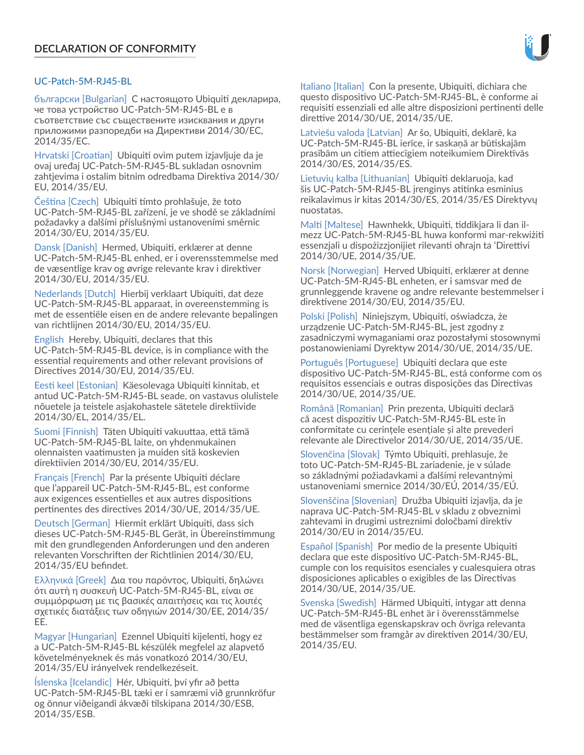# DECLARATION OF CONFORMITY

## UC-Patch-5M-RJ45-BL

**български [Bulgarian]** С настоящото Ubiquiti декларира, че това устройство UC-Patch-5M-RJ45-BL е в съответствие със съществените изисквания и други приложими разпоредби на Директиви 2014/30/ЕС, 2014/35/ЕС.

**Hrvatski [Croatian]** Ubiquiti ovim putem izjavljuje da je ovaj uređaj UC-Patch-5M-RJ45-BL sukladan osnovnim zahtjevima i ostalim bitnim odredbama Direktiva 2014/30/EU, 2014/35/EU.

**Čeština [Czech]** Ubiquiti tímto prohlašuje, že toto UC-Patch-5M-RJ45-BL zařízení, je ve shodě se základními požadavky a dalšími příslušnými ustanoveními směrnic 2014/30/EU, 2014/35/EU.

**Dansk [Danish]** Hermed, Ubiquiti, erklærer at denne UC-Patch-5M-RJ45-BL enhed, er i overensstemmelse med de væsentlige krav og øvrige relevante krav i direktiver 2014/30/EU, 2014/35/EU.

**Nederlands [Dutch]** Hierbij verklaart Ubiquiti, dat deze UC-Patch-5M-RJ45-BL apparaat, in overeenstemming is met de essentiële eisen en de andere relevante bepalingen van richtlijnen 2014/30/EU, 2014/35/EU.

**English** Hereby, Ubiquiti, declares that this UC-Patch-5M-RJ45-BL device, is in compliance with the essential requirements and other relevant provisions of Directives 2014/30/EU, 2014/35/EU.

**Eesti keel [Estonian]** Käesolevaga Ubiquiti kinnitab, et antud UC-Patch-5M-RJ45-BL seade, on vastavus olulistele nõuetele ja teistele asjakohastele sätetele direktiivide 2014/30/EL, 2014/35/EL.

**Suomi [Finnish]** Täten Ubiquiti vakuuttaa, että tämä UC-Patch-5M-RJ45-BL laite, on yhdenmukainen olennaisten vaatimusten ja muiden sitä koskevien direktiivien 2014/30/EU, 2014/35/EU.

**Français [French]** Par la présente Ubiquiti déclare que l'appareil UC-Patch-5M-RJ45-BL, est conforme aux exigences essentielles et aux autres dispositions pertinentes des directives 2014/30/UE, 2014/35/UE.

**Deutsch [German]** Hiermit erklärt Ubiquiti, dass sich dieses UC-Patch-5M-RJ45-BL Gerät, in Übereinstimmung mit den grundlegenden Anforderungen und den anderen relevanten Vorschriften der Richtlinien 2014/30/EU, 2014/35/EU befindet.

**Ελληνικά [Greek]** Δια του παρόντος, Ubiquiti, δηλώνει ότι αυτή η συσκευή UC-Patch-5M-RJ45-BL, είναι σε συμμόρφωση με τις βασικές απαιτήσεις και τις λοιπές σχετικές διατάξεις των οδηγιών 2014/30/EE, 2014/35/EE.

**Magyar [Hungarian]** Ezennel Ubiquiti kijelenti, hogy ez a UC-Patch-5M-RJ45-BL készülék megfelel az alapvető követelményeknek és más vonatkozó 2014/30/EU, 2014/35/EU irányelvek rendelkezéseit.

**Íslenska [Icelandic]** Hér, Ubiquiti, því yfir að þetta UC-Patch-5M-RJ45-BL tæki er í samræmi við grunnkröfur og önnur viðeigandi ákvæði tilskipana 2014/30/ESB, 2014/35/ESB.

**Italiano [Italian]** Con la presente, Ubiquiti, dichiara che questo dispositivo UC-Patch-5M-RJ45-BL, è conforme ai requisiti essenziali ed alle altre disposizioni pertinenti delle direttive 2014/30/UE, 2014/35/UE.

**Latviešu valoda [Latvian]** Ar šo, Ubiquiti, deklarē, ka UC-Patch-5M-RJ45-BL ierīce, ir saskaņā ar būtiskajām prasībām un citiem attiecīgiem noteikumiem Direktīvās 2014/30/ES, 2014/35/ES.

**Lietuvių kalba [Lithuanian]** Ubiquiti deklaruoja, kad šis UC-Patch-5M-RJ45-BL įrenginys atitinka esminius reikalavimus ir kitas 2014/30/ES, 2014/35/ES Direktyvų nuostatas.

**Malti [Maltese]** Hawnhekk, Ubiquiti, tiddikjara li dan il-mezz UC-Patch-5M-RJ45-BL huwa konformi mar-rekwiżiti essenzjali u dispożizzjonijiet rilevanti oħrajn ta 'Direttivi 2014/30/UE, 2014/35/UE.

**Norsk [Norwegian]** Herved Ubiquiti, erklærer at denne UC-Patch-5M-RJ45-BL enheten, er i samsvar med de grunnleggende kravene og andre relevante bestemmelser i direktivene 2014/30/EU, 2014/35/EU.

**Polski [Polish]** Niniejszym, Ubiquiti, oświadcza, że urządzenie UC-Patch-5M-RJ45-BL, jest zgodny z zasadniczymi wymaganiami oraz pozostałymi stosownymi postanowieniami Dyrektyw 2014/30/UE, 2014/35/UE.

**Português [Portuguese]** Ubiquiti declara que este dispositivo UC-Patch-5M-RJ45-BL, está conforme com os requisitos essenciais e outras disposições das Directivas 2014/30/UE, 2014/35/UE.

**Română [Romanian]** Prin prezenta, Ubiquiti declară că acest dispozitiv UC-Patch-5M-RJ45-BL este în conformitate cu cerințele esențiale și alte prevederi relevante ale Directivelor 2014/30/UE, 2014/35/UE.

**Slovenčina [Slovak]** Týmto Ubiquiti, prehlasuje, že toto UC-Patch-5M-RJ45-BL zariadenie, je v súlade so základnými požiadavkami a ďalšími relevantnými ustanoveniami smernice 2014/30/EÚ, 2014/35/EÚ.

**Slovenščina [Slovenian]** Družba Ubiquiti izjavlja, da je naprava UC-Patch-5M-RJ45-BL v skladu z obveznimi zahtevami in drugimi ustreznimi določbami direktiv 2014/30/EU in 2014/35/EU.

**Español [Spanish]** Por medio de la presente Ubiquiti declara que este dispositivo UC-Patch-5M-RJ45-BL, cumple con los requisitos esenciales y cualesquiera otras disposiciones aplicables o exigibles de las Directivas 2014/30/UE, 2014/35/UE.

**Svenska [Swedish]** Härmed Ubiquiti, intygar att denna UC-Patch-5M-RJ45-BL enhet är i överensstämmelse med de väsentliga egenskapskrav och övriga relevanta bestämmelser som framgår av direktiven 2014/30/EU, 2014/35/EU.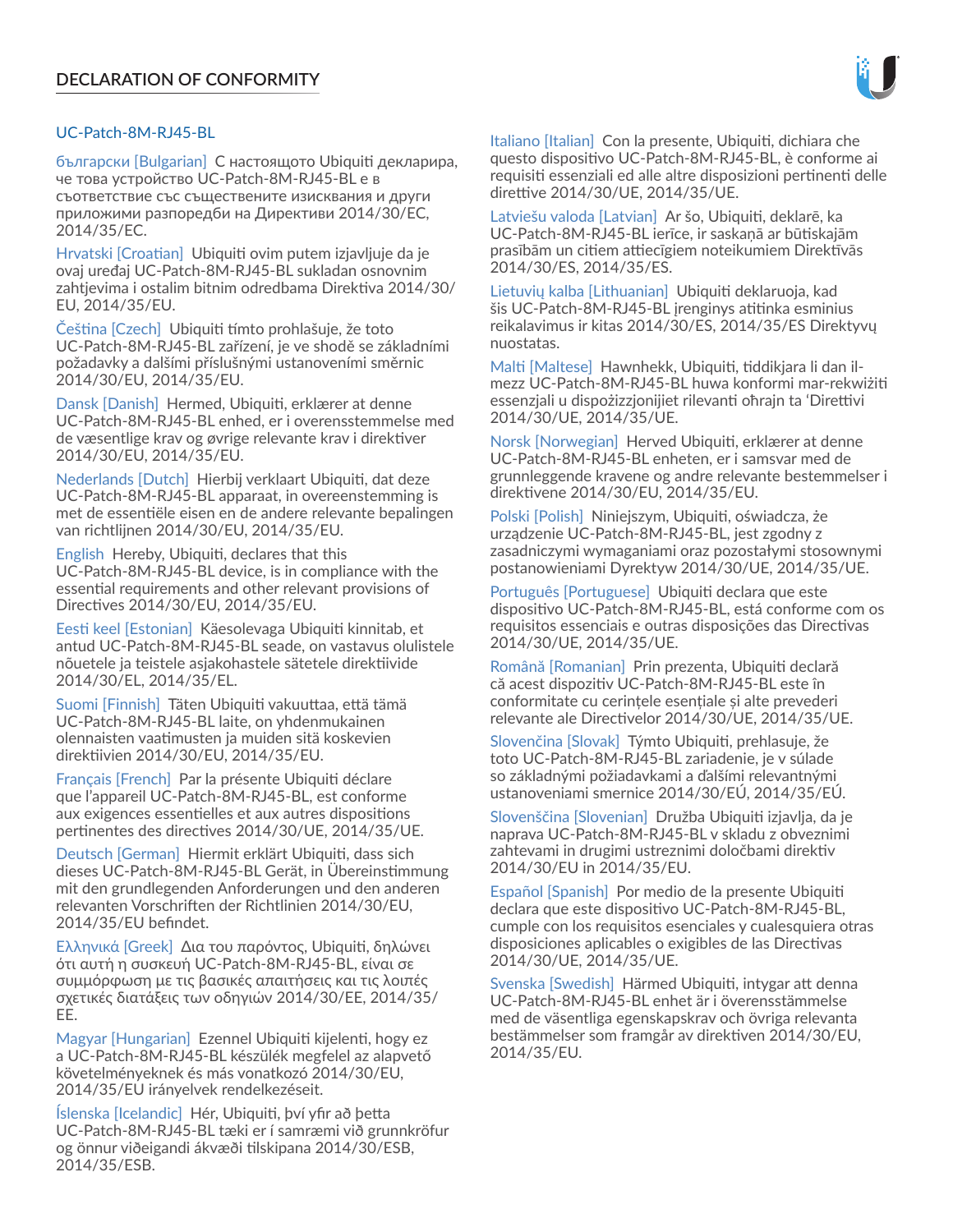# DECLARATION OF CONFORMITY

## UC-Patch-8M-RJ45-BL

български [Bulgarian] С настоящото Ubiquiti декларира, че това устройство UC-Patch-8M-RJ45-BL е в съответствие със съществените изисквания и други приложими разпоредби на Директиви 2014/30/ЕС, 2014/35/ЕС.

Hrvatski [Croatian] Ubiquiti ovim putem izjavljuje da je ovaj uređaj UC-Patch-8M-RJ45-BL sukladan osnovnim zahtjevima i ostalim bitnim odredbama Direktiva 2014/30/EU, 2014/35/EU.

Čeština [Czech] Ubiquiti tímto prohlašuje, že toto UC-Patch-8M-RJ45-BL zařízení, je ve shodě se základními požadavky a dalšími příslušnými ustanoveními směrnic 2014/30/EU, 2014/35/EU.

Dansk [Danish] Hermed, Ubiquiti, erklærer at denne UC-Patch-8M-RJ45-BL enhed, er i overensstemmelse med de væsentlige krav og øvrige relevante krav i direktiver 2014/30/EU, 2014/35/EU.

Nederlands [Dutch] Hierbij verklaart Ubiquiti, dat deze UC-Patch-8M-RJ45-BL apparaat, in overeenstemming is met de essentiële eisen en de andere relevante bepalingen van richtlijnen 2014/30/EU, 2014/35/EU.

English Hereby, Ubiquiti, declares that this UC-Patch-8M-RJ45-BL device, is in compliance with the essential requirements and other relevant provisions of Directives 2014/30/EU, 2014/35/EU.

Eesti keel [Estonian] Käesolevaga Ubiquiti kinnitab, et antud UC-Patch-8M-RJ45-BL seade, on vastavus olulistele nõuetele ja teistele asjakohastele sätetele direktiivide 2014/30/EL, 2014/35/EL.

Suomi [Finnish] Täten Ubiquiti vakuuttaa, että tämä UC-Patch-8M-RJ45-BL laite, on yhdenmukainen olennaisten vaatimusten ja muiden sitä koskevien direktiivien 2014/30/EU, 2014/35/EU.

Français [French] Par la présente Ubiquiti déclare que l'appareil UC-Patch-8M-RJ45-BL, est conforme aux exigences essentielles et aux autres dispositions pertinentes des directives 2014/30/UE, 2014/35/UE.

Deutsch [German] Hiermit erklärt Ubiquiti, dass sich dieses UC-Patch-8M-RJ45-BL Gerät, in Übereinstimmung mit den grundlegenden Anforderungen und den anderen relevanten Vorschriften der Richtlinien 2014/30/EU, 2014/35/EU befindet.

Ελληνικά [Greek] Δια του παρόντος, Ubiquiti, δηλώνει ότι αυτή η συσκευή UC-Patch-8M-RJ45-BL, είναι σε συμμόρφωση με τις βασικές απαιτήσεις και τις λοιπές σχετικές διατάξεις των οδηγιών 2014/30/EE, 2014/35/EE.

Magyar [Hungarian] Ezennel Ubiquiti kijelenti, hogy ez a UC-Patch-8M-RJ45-BL készülék megfelel az alapvető követelményeknek és más vonatkozó 2014/30/EU, 2014/35/EU irányelvek rendelkezéseit.

Íslenska [Icelandic] Hér, Ubiquiti, því yfir að þetta UC-Patch-8M-RJ45-BL tæki er í samræmi við grunnkröfur og önnur viðeigandi ákvæði tilskipana 2014/30/ESB, 2014/35/ESB.

Italiano [Italian] Con la presente, Ubiquiti, dichiara che questo dispositivo UC-Patch-8M-RJ45-BL, è conforme ai requisiti essenziali ed alle altre disposizioni pertinenti delle direttive 2014/30/UE, 2014/35/UE.

Latviešu valoda [Latvian] Ar šo, Ubiquiti, deklarē, ka UC-Patch-8M-RJ45-BL ierīce, ir saskaņā ar būtiskajām prasībām un citiem attiecīgiem noteikumiem Direktīvās 2014/30/ES, 2014/35/ES.

Lietuvių kalba [Lithuanian] Ubiquiti deklaruoja, kad šis UC-Patch-8M-RJ45-BL įrenginys atitinka esminius reikalavimus ir kitas 2014/30/ES, 2014/35/ES Direktyvų nuostatas.

Malti [Maltese] Hawnhekk, Ubiquiti, tiddikjara li dan il-mezz UC-Patch-8M-RJ45-BL huwa konformi mar-rekwiżiti essenzjali u dispożizzjonijiet rilevanti oħrajn ta 'Direttivi 2014/30/UE, 2014/35/UE.

Norsk [Norwegian] Herved Ubiquiti, erklærer at denne UC-Patch-8M-RJ45-BL enheten, er i samsvar med de grunnleggende kravene og andre relevante bestemmelser i direktivene 2014/30/EU, 2014/35/EU.

Polski [Polish] Niniejszym, Ubiquiti, oświadcza, że urządzenie UC-Patch-8M-RJ45-BL, jest zgodny z zasadniczymi wymaganiami oraz pozostałymi stosownymi postanowieniami Dyrektyw 2014/30/UE, 2014/35/UE.

Português [Portuguese] Ubiquiti declara que este dispositivo UC-Patch-8M-RJ45-BL, está conforme com os requisitos essenciais e outras disposições das Directivas 2014/30/UE, 2014/35/UE.

Română [Romanian] Prin prezenta, Ubiquiti declară că acest dispozitiv UC-Patch-8M-RJ45-BL este în conformitate cu cerințele esențiale și alte prevederi relevante ale Directivelor 2014/30/UE, 2014/35/UE.

Slovenčina [Slovak] Týmto Ubiquiti, prehlasuje, že toto UC-Patch-8M-RJ45-BL zariadenie, je v súlade so základnými požiadavkami a ďalšími relevantnými ustanoveniami smernice 2014/30/EÚ, 2014/35/EÚ.

Slovenščina [Slovenian] Družba Ubiquiti izjavlja, da je naprava UC-Patch-8M-RJ45-BL v skladu z obveznimi zahtevami in drugimi ustreznimi določbami direktiv 2014/30/EU in 2014/35/EU.

Español [Spanish] Por medio de la presente Ubiquiti declara que este dispositivo UC-Patch-8M-RJ45-BL, cumple con los requisitos esenciales y cualesquiera otras disposiciones aplicables o exigibles de las Directivas 2014/30/UE, 2014/35/UE.

Svenska [Swedish] Härmed Ubiquiti, intygar att denna UC-Patch-8M-RJ45-BL enhet är i överensstämmelse med de väsentliga egenskapskrav och övriga relevanta bestämmelser som framgår av direktiven 2014/30/EU, 2014/35/EU.